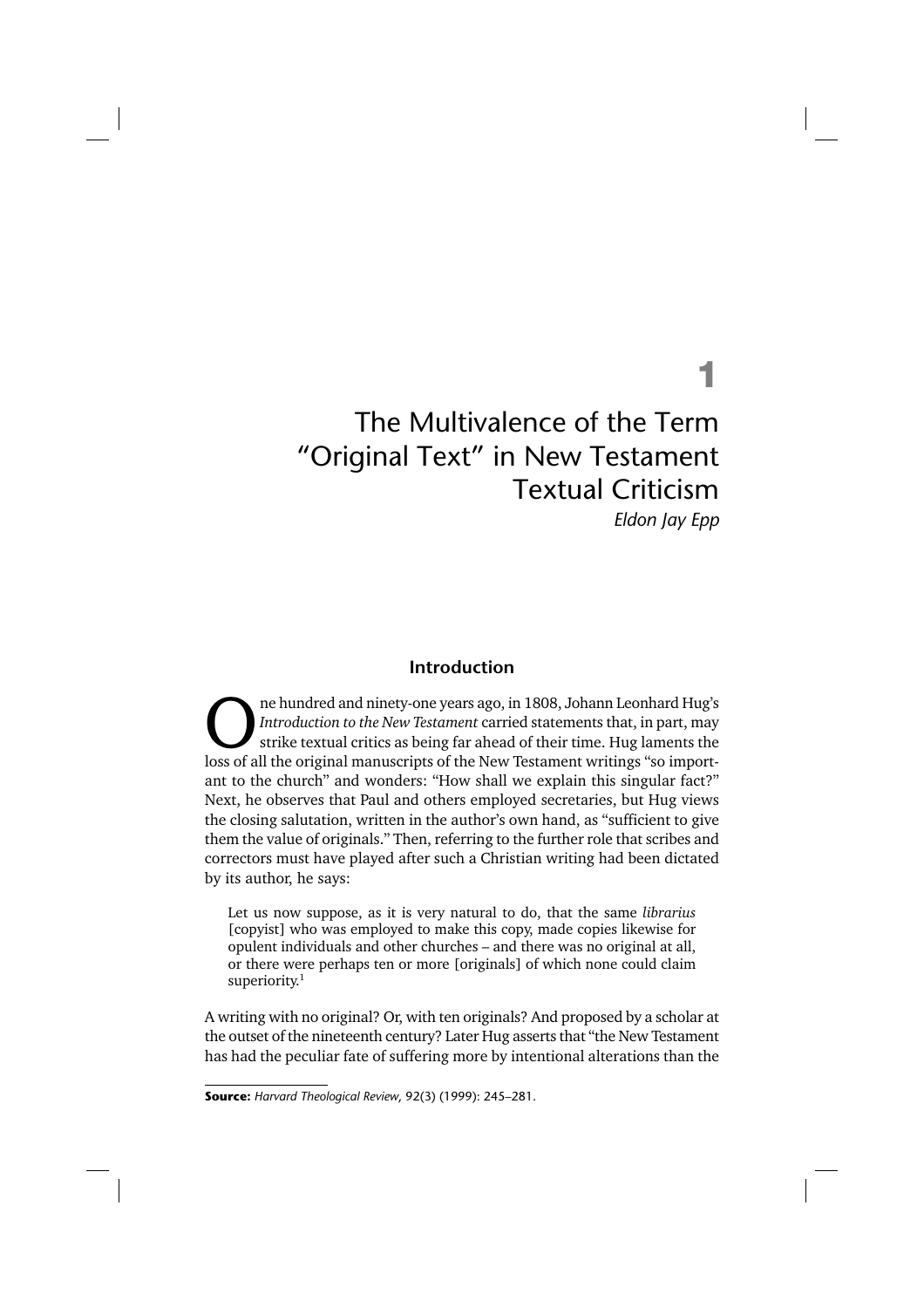# 1

# The Multivalence of the Term "Original Text" in New Testament Textual Criticism

*Eldon Jay Epp*

## Introduction

One hundred and ninety-one years ago, in 1808, Johann Leonhard Hug's *Introduction to the New Testament* carried statements that, in part, may strike textual critics as being far ahead of their time. Hug laments the loss of all the original manuscripts of the New Testament writings "so important to the church" and wonders: "How shall we explain this singular fact?" Next, he observes that Paul and others employed secretaries, but Hug views the closing salutation, written in the author's own hand, as "sufficient to give them the value of originals." Then, referring to the further role that scribes and correctors must have played after such a Christian writing had been dictated by its author, he says:

> Let us now suppose, as it is very natural to do, that the same *librarius* [copyist] who was employed to make this copy, made copies likewise for opulent individuals and other churches – and there was no original at all, or there were perhaps ten or more [originals] of which none could claim superiority.[1]

A writing with no original? Or, with ten originals? And proposed by a scholar at the outset of the nineteenth century? Later Hug asserts that "the New Testament has had the peculiar fate of suffering more by intentional alterations than the

**Source:** *Harvard Theological Review*, 92(3) (1999): 245–281.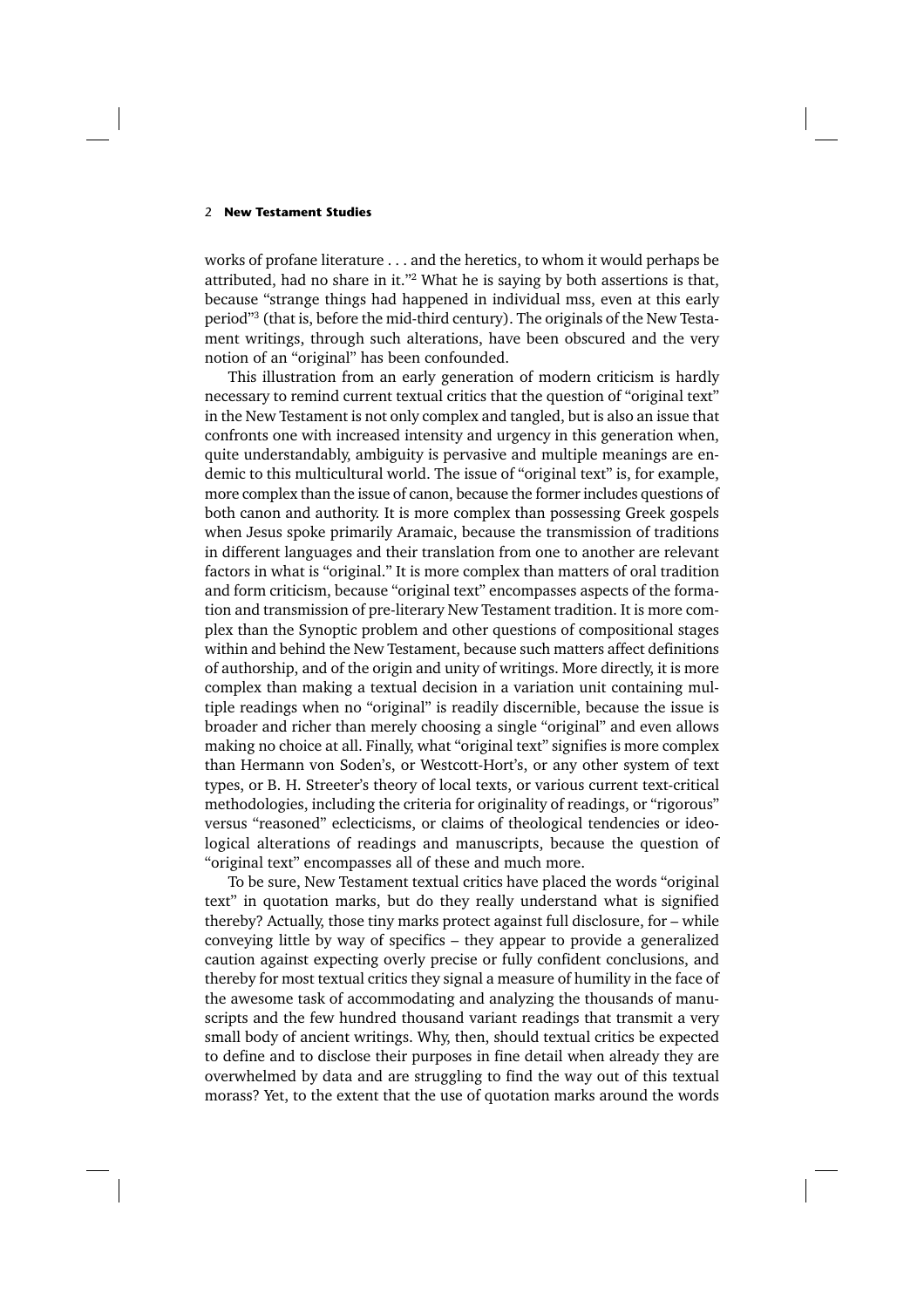works of profane literature . . . and the heretics, to whom it would perhaps be attributed, had no share in it."[2] What he is saying by both assertions is that, because "strange things had happened in individual mss, even at this early period"[3] (that is, before the mid-third century). The originals of the New Testament writings, through such alterations, have been obscured and the very notion of an "original" has been confounded.

This illustration from an early generation of modern criticism is hardly necessary to remind current textual critics that the question of "original text" in the New Testament is not only complex and tangled, but is also an issue that confronts one with increased intensity and urgency in this generation when, quite understandably, ambiguity is pervasive and multiple meanings are endemic to this multicultural world. The issue of "original text" is, for example, more complex than the issue of canon, because the former includes questions of both canon and authority. It is more complex than possessing Greek gospels when Jesus spoke primarily Aramaic, because the transmission of traditions in different languages and their translation from one to another are relevant factors in what is "original." It is more complex than matters of oral tradition and form criticism, because "original text" encompasses aspects of the formation and transmission of pre-literary New Testament tradition. It is more complex than the Synoptic problem and other questions of compositional stages within and behind the New Testament, because such matters affect definitions of authorship, and of the origin and unity of writings. More directly, it is more complex than making a textual decision in a variation unit containing multiple readings when no "original" is readily discernible, because the issue is broader and richer than merely choosing a single "original" and even allows making no choice at all. Finally, what "original text" signifies is more complex than Hermann von Soden's, or Westcott-Hort's, or any other system of text types, or B. H. Streeter's theory of local texts, or various current text-critical methodologies, including the criteria for originality of readings, or "rigorous" versus "reasoned" eclecticisms, or claims of theological tendencies or ideological alterations of readings and manuscripts, because the question of "original text" encompasses all of these and much more.

To be sure, New Testament textual critics have placed the words "original text" in quotation marks, but do they really understand what is signified thereby? Actually, those tiny marks protect against full disclosure, for – while conveying little by way of specifics – they appear to provide a generalized caution against expecting overly precise or fully confident conclusions, and thereby for most textual critics they signal a measure of humility in the face of the awesome task of accommodating and analyzing the thousands of manuscripts and the few hundred thousand variant readings that transmit a very small body of ancient writings. Why, then, should textual critics be expected to define and to disclose their purposes in fine detail when already they are overwhelmed by data and are struggling to find the way out of this textual morass? Yet, to the extent that the use of quotation marks around the words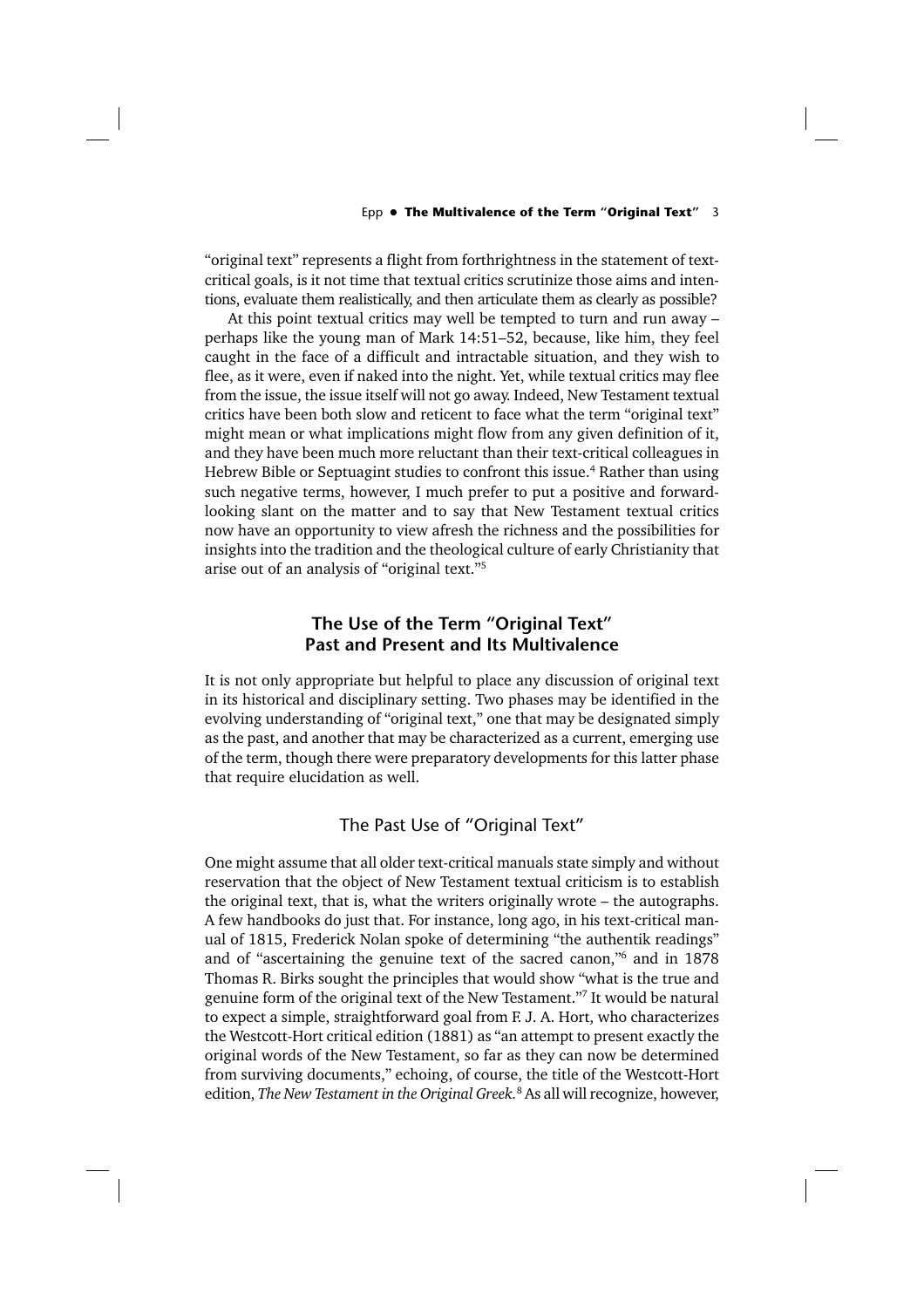"original text" represents a flight from forthrightness in the statement of text-critical goals, is it not time that textual critics scrutinize those aims and intentions, evaluate them realistically, and then articulate them as clearly as possible?

At this point textual critics may well be tempted to turn and run away – perhaps like the young man of Mark 14:51–52, because, like him, they feel caught in the face of a difficult and intractable situation, and they wish to flee, as it were, even if naked into the night. Yet, while textual critics may flee from the issue, the issue itself will not go away. Indeed, New Testament textual critics have been both slow and reticent to face what the term "original text" might mean or what implications might flow from any given definition of it, and they have been much more reluctant than their text-critical colleagues in Hebrew Bible or Septuagint studies to confront this issue.[4] Rather than using such negative terms, however, I much prefer to put a positive and forward-looking slant on the matter and to say that New Testament textual critics now have an opportunity to view afresh the richness and the possibilities for insights into the tradition and the theological culture of early Christianity that arise out of an analysis of "original text."[5]

## The Use of the Term "Original Text" Past and Present and Its Multivalence

It is not only appropriate but helpful to place any discussion of original text in its historical and disciplinary setting. Two phases may be identified in the evolving understanding of "original text," one that may be designated simply as the past, and another that may be characterized as a current, emerging use of the term, though there were preparatory developments for this latter phase that require elucidation as well.

### The Past Use of "Original Text"

One might assume that all older text-critical manuals state simply and without reservation that the object of New Testament textual criticism is to establish the original text, that is, what the writers originally wrote – the autographs. A few handbooks do just that. For instance, long ago, in his text-critical manual of 1815, Frederick Nolan spoke of determining "the authentik readings" and of "ascertaining the genuine text of the sacred canon,"[6] and in 1878 Thomas R. Birks sought the principles that would show "what is the true and genuine form of the original text of the New Testament."[7] It would be natural to expect a simple, straightforward goal from F. J. A. Hort, who characterizes the Westcott-Hort critical edition (1881) as "an attempt to present exactly the original words of the New Testament, so far as they can now be determined from surviving documents," echoing, of course, the title of the Westcott-Hort edition, *The New Testament in the Original Greek*.[8] As all will recognize, however,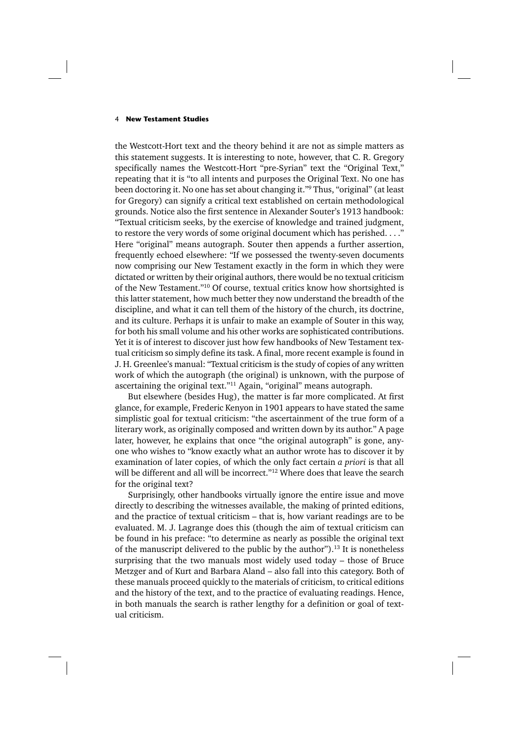the Westcott-Hort text and the theory behind it are not as simple matters as this statement suggests. It is interesting to note, however, that C. R. Gregory specifically names the Westcott-Hort "pre-Syrian" text the "Original Text," repeating that it is "to all intents and purposes the Original Text. No one has been doctoring it. No one has set about changing it."[9] Thus, "original" (at least for Gregory) can signify a critical text established on certain methodological grounds. Notice also the first sentence in Alexander Souter's 1913 handbook: "Textual criticism seeks, by the exercise of knowledge and trained judgment, to restore the very words of some original document which has perished. . . ." Here "original" means autograph. Souter then appends a further assertion, frequently echoed elsewhere: "If we possessed the twenty-seven documents now comprising our New Testament exactly in the form in which they were dictated or written by their original authors, there would be no textual criticism of the New Testament."[10] Of course, textual critics know how shortsighted is this latter statement, how much better they now understand the breadth of the discipline, and what it can tell them of the history of the church, its doctrine, and its culture. Perhaps it is unfair to make an example of Souter in this way, for both his small volume and his other works are sophisticated contributions. Yet it is of interest to discover just how few handbooks of New Testament textual criticism so simply define its task. A final, more recent example is found in J. H. Greenlee's manual: "Textual criticism is the study of copies of any written work of which the autograph (the original) is unknown, with the purpose of ascertaining the original text."[11] Again, "original" means autograph.

But elsewhere (besides Hug), the matter is far more complicated. At first glance, for example, Frederic Kenyon in 1901 appears to have stated the same simplistic goal for textual criticism: "the ascertainment of the true form of a literary work, as originally composed and written down by its author." A page later, however, he explains that once "the original autograph" is gone, anyone who wishes to "know exactly what an author wrote has to discover it by examination of later copies, of which the only fact certain *a priori* is that all will be different and all will be incorrect."[12] Where does that leave the search for the original text?

Surprisingly, other handbooks virtually ignore the entire issue and move directly to describing the witnesses available, the making of printed editions, and the practice of textual criticism – that is, how variant readings are to be evaluated. M. J. Lagrange does this (though the aim of textual criticism can be found in his preface: "to determine as nearly as possible the original text of the manuscript delivered to the public by the author").[13] It is nonetheless surprising that the two manuals most widely used today – those of Bruce Metzger and of Kurt and Barbara Aland – also fall into this category. Both of these manuals proceed quickly to the materials of criticism, to critical editions and the history of the text, and to the practice of evaluating readings. Hence, in both manuals the search is rather lengthy for a definition or goal of textual criticism.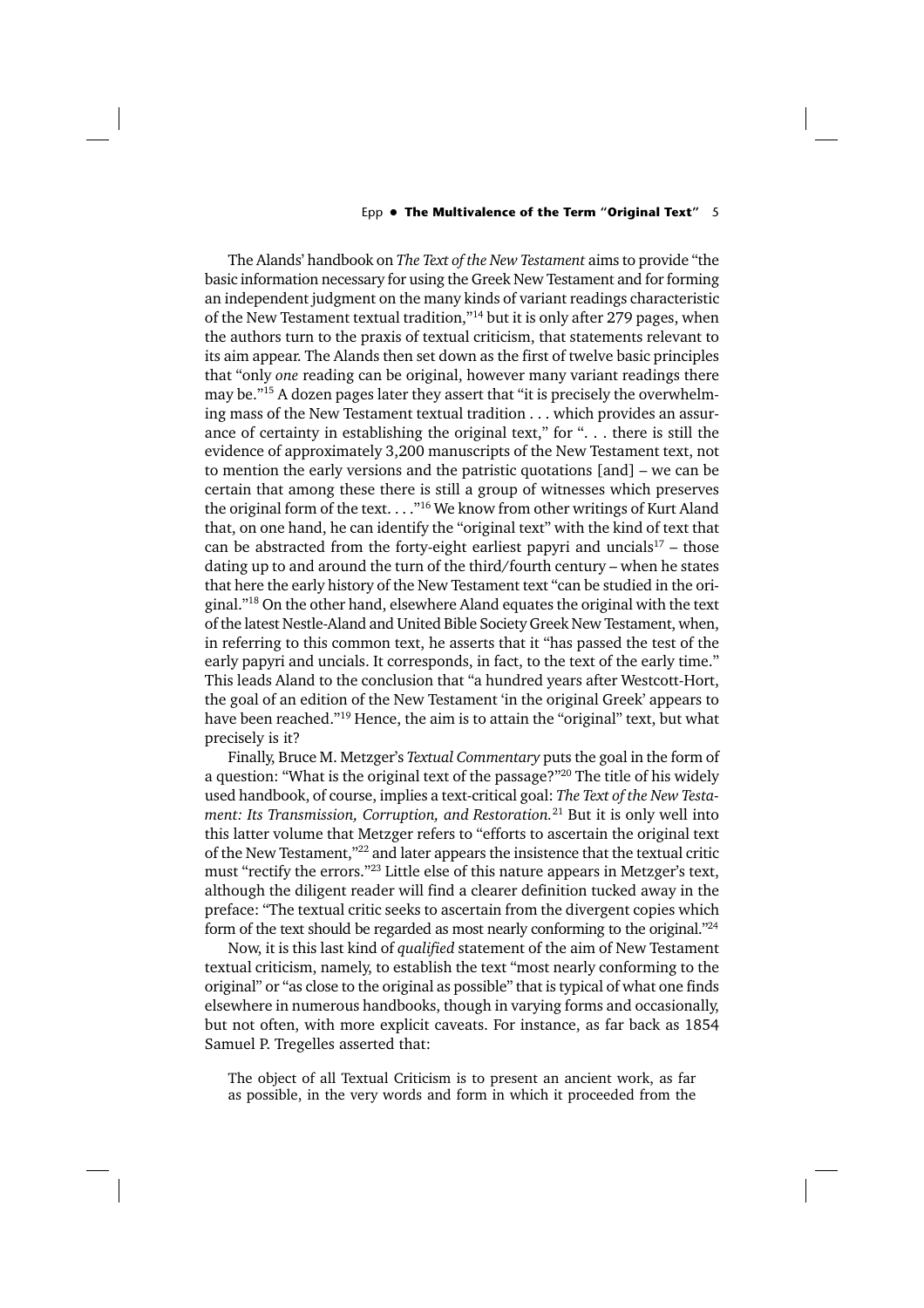The Alands' handbook on *The Text of the New Testament* aims to provide "the basic information necessary for using the Greek New Testament and for forming an independent judgment on the many kinds of variant readings characteristic of the New Testament textual tradition,"[14] but it is only after 279 pages, when the authors turn to the praxis of textual criticism, that statements relevant to its aim appear. The Alands then set down as the first of twelve basic principles that "only *one* reading can be original, however many variant readings there may be."[15] A dozen pages later they assert that "it is precisely the overwhelming mass of the New Testament textual tradition . . . which provides an assurance of certainty in establishing the original text," for ". . . there is still the evidence of approximately 3,200 manuscripts of the New Testament text, not to mention the early versions and the patristic quotations [and] – we can be certain that among these there is still a group of witnesses which preserves the original form of the text. . . ."[16] We know from other writings of Kurt Aland that, on one hand, he can identify the "original text" with the kind of text that can be abstracted from the forty-eight earliest papyri and uncials[17] – those dating up to and around the turn of the third/fourth century – when he states that here the early history of the New Testament text "can be studied in the original."[18] On the other hand, elsewhere Aland equates the original with the text of the latest Nestle-Aland and United Bible Society Greek New Testament, when, in referring to this common text, he asserts that it "has passed the test of the early papyri and uncials. It corresponds, in fact, to the text of the early time." This leads Aland to the conclusion that "a hundred years after Westcott-Hort, the goal of an edition of the New Testament 'in the original Greek' appears to have been reached."[19] Hence, the aim is to attain the "original" text, but what precisely is it?

Finally, Bruce M. Metzger's *Textual Commentary* puts the goal in the form of a question: "What is the original text of the passage?"[20] The title of his widely used handbook, of course, implies a text-critical goal: *The Text of the New Testament: Its Transmission, Corruption, and Restoration.*[21] But it is only well into this latter volume that Metzger refers to "efforts to ascertain the original text of the New Testament,"[22] and later appears the insistence that the textual critic must "rectify the errors."[23] Little else of this nature appears in Metzger's text, although the diligent reader will find a clearer definition tucked away in the preface: "The textual critic seeks to ascertain from the divergent copies which form of the text should be regarded as most nearly conforming to the original."[24]

Now, it is this last kind of *qualified* statement of the aim of New Testament textual criticism, namely, to establish the text "most nearly conforming to the original" or "as close to the original as possible" that is typical of what one finds elsewhere in numerous handbooks, though in varying forms and occasionally, but not often, with more explicit caveats. For instance, as far back as 1854 Samuel P. Tregelles asserted that:

> The object of all Textual Criticism is to present an ancient work, as far as possible, in the very words and form in which it proceeded from the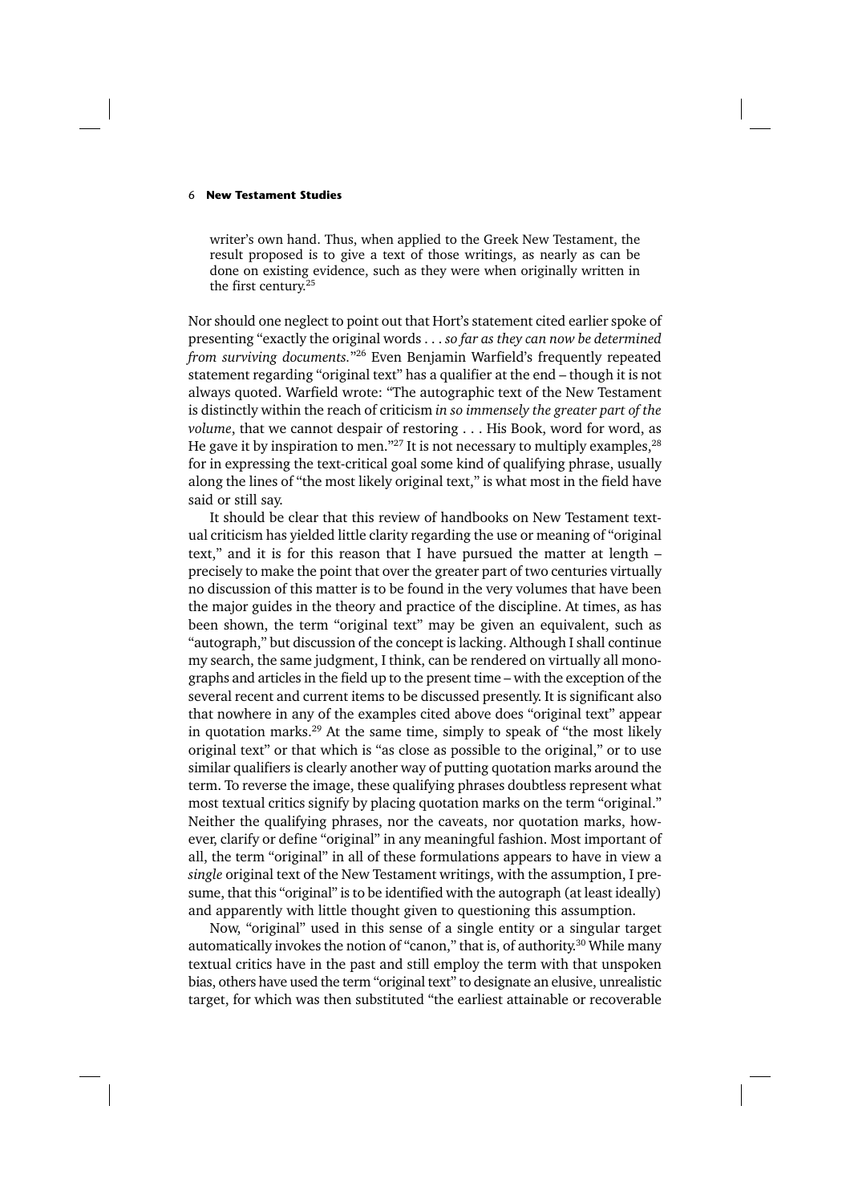writer's own hand. Thus, when applied to the Greek New Testament, the result proposed is to give a text of those writings, as nearly as can be done on existing evidence, such as they were when originally written in the first century.[25]

Nor should one neglect to point out that Hort's statement cited earlier spoke of presenting "exactly the original words . . . *so far as they can now be determined from surviving documents.*"[26] Even Benjamin Warfield's frequently repeated statement regarding "original text" has a qualifier at the end – though it is not always quoted. Warfield wrote: "The autographic text of the New Testament is distinctly within the reach of criticism *in so immensely the greater part of the volume*, that we cannot despair of restoring . . . His Book, word for word, as He gave it by inspiration to men."[27] It is not necessary to multiply examples,[28] for in expressing the text-critical goal some kind of qualifying phrase, usually along the lines of "the most likely original text," is what most in the field have said or still say.

It should be clear that this review of handbooks on New Testament textual criticism has yielded little clarity regarding the use or meaning of "original text," and it is for this reason that I have pursued the matter at length – precisely to make the point that over the greater part of two centuries virtually no discussion of this matter is to be found in the very volumes that have been the major guides in the theory and practice of the discipline. At times, as has been shown, the term "original text" may be given an equivalent, such as "autograph," but discussion of the concept is lacking. Although I shall continue my search, the same judgment, I think, can be rendered on virtually all monographs and articles in the field up to the present time – with the exception of the several recent and current items to be discussed presently. It is significant also that nowhere in any of the examples cited above does "original text" appear in quotation marks.[29] At the same time, simply to speak of "the most likely original text" or that which is "as close as possible to the original," or to use similar qualifiers is clearly another way of putting quotation marks around the term. To reverse the image, these qualifying phrases doubtless represent what most textual critics signify by placing quotation marks on the term "original." Neither the qualifying phrases, nor the caveats, nor quotation marks, however, clarify or define "original" in any meaningful fashion. Most important of all, the term "original" in all of these formulations appears to have in view a *single* original text of the New Testament writings, with the assumption, I presume, that this "original" is to be identified with the autograph (at least ideally) and apparently with little thought given to questioning this assumption.

Now, "original" used in this sense of a single entity or a singular target automatically invokes the notion of "canon," that is, of authority.[30] While many textual critics have in the past and still employ the term with that unspoken bias, others have used the term "original text" to designate an elusive, unrealistic target, for which was then substituted "the earliest attainable or recoverable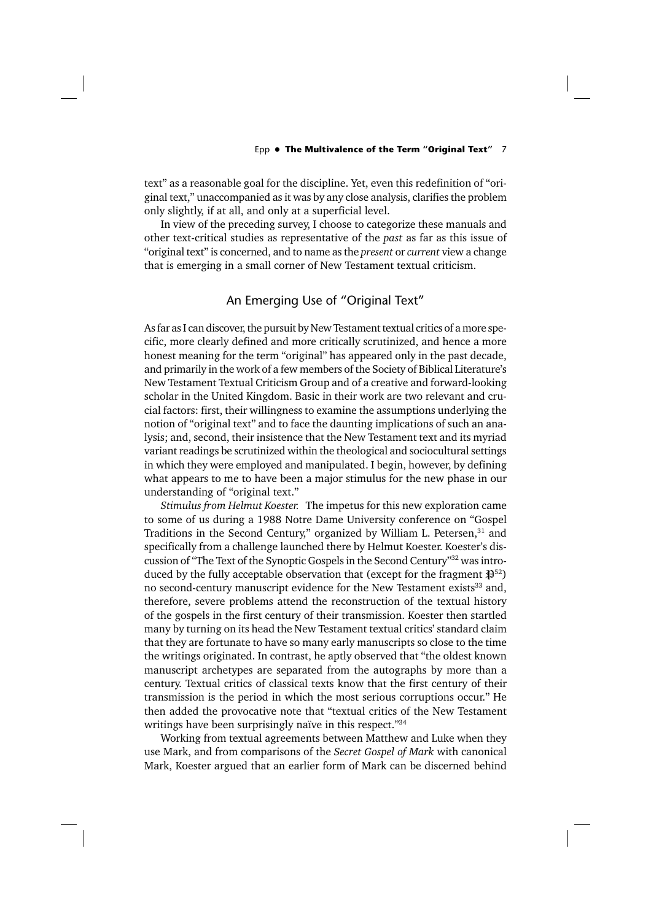text" as a reasonable goal for the discipline. Yet, even this redefinition of "original text," unaccompanied as it was by any close analysis, clarifies the problem only slightly, if at all, and only at a superficial level.

In view of the preceding survey, I choose to categorize these manuals and other text-critical studies as representative of the *past* as far as this issue of "original text" is concerned, and to name as the *present* or *current* view a change that is emerging in a small corner of New Testament textual criticism.

## An Emerging Use of "Original Text"

As far as I can discover, the pursuit by New Testament textual critics of a more specific, more clearly defined and more critically scrutinized, and hence a more honest meaning for the term "original" has appeared only in the past decade, and primarily in the work of a few members of the Society of Biblical Literature's New Testament Textual Criticism Group and of a creative and forward-looking scholar in the United Kingdom. Basic in their work are two relevant and crucial factors: first, their willingness to examine the assumptions underlying the notion of "original text" and to face the daunting implications of such an analysis; and, second, their insistence that the New Testament text and its myriad variant readings be scrutinized within the theological and sociocultural settings in which they were employed and manipulated. I begin, however, by defining what appears to me to have been a major stimulus for the new phase in our understanding of "original text."

*Stimulus from Helmut Koester.* The impetus for this new exploration came to some of us during a 1988 Notre Dame University conference on "Gospel Traditions in the Second Century," organized by William L. Petersen,[31] and specifically from a challenge launched there by Helmut Koester. Koester's discussion of "The Text of the Synoptic Gospels in the Second Century"[32] was introduced by the fully acceptable observation that (except for the fragment $\mathfrak{P}^{52}$) no second-century manuscript evidence for the New Testament exists[33] and, therefore, severe problems attend the reconstruction of the textual history of the gospels in the first century of their transmission. Koester then startled many by turning on its head the New Testament textual critics' standard claim that they are fortunate to have so many early manuscripts so close to the time the writings originated. In contrast, he aptly observed that "the oldest known manuscript archetypes are separated from the autographs by more than a century. Textual critics of classical texts know that the first century of their transmission is the period in which the most serious corruptions occur." He then added the provocative note that "textual critics of the New Testament writings have been surprisingly naïve in this respect."[34]

Working from textual agreements between Matthew and Luke when they use Mark, and from comparisons of the *Secret Gospel of Mark* with canonical Mark, Koester argued that an earlier form of Mark can be discerned behind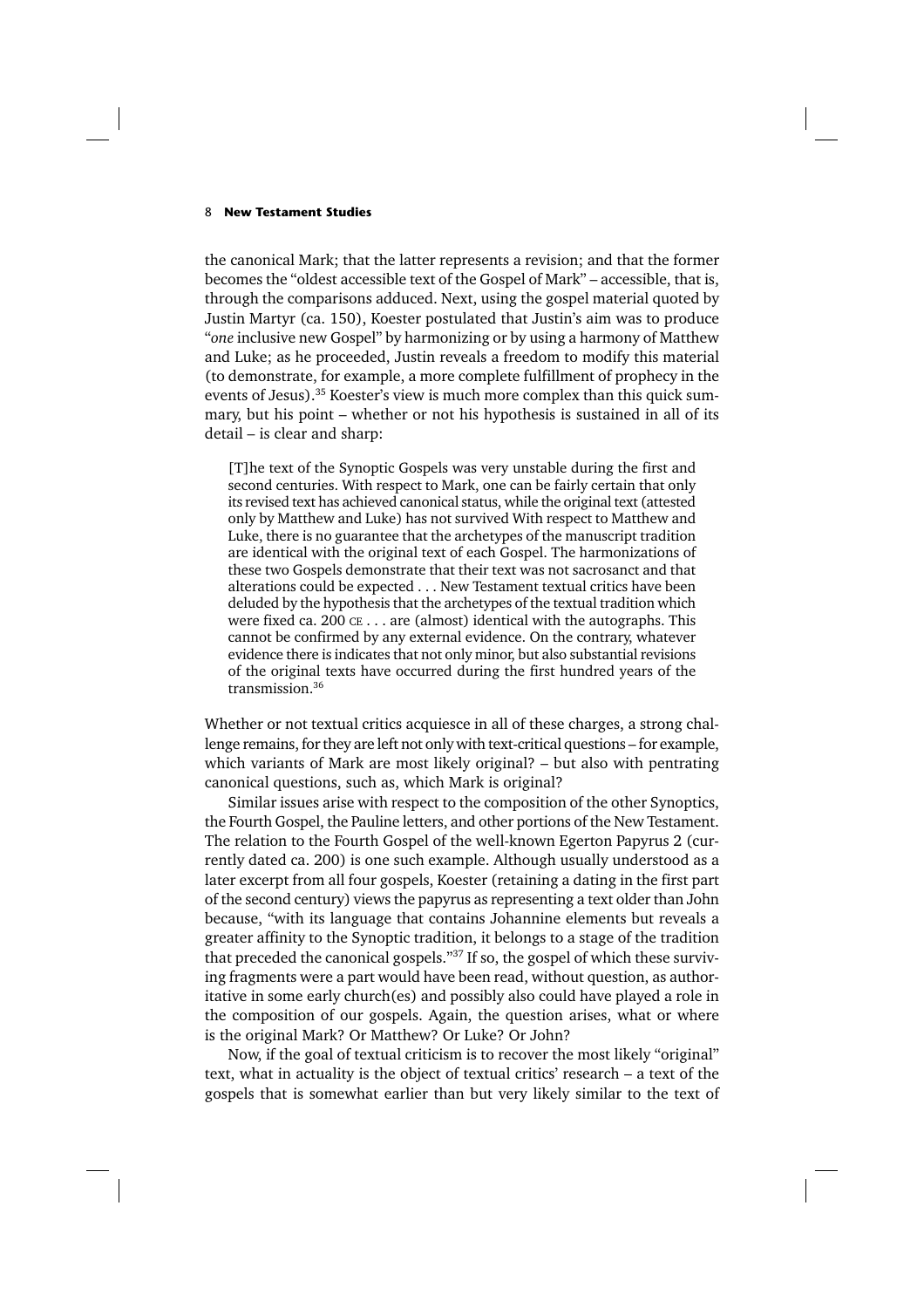the canonical Mark; that the latter represents a revision; and that the former becomes the "oldest accessible text of the Gospel of Mark" – accessible, that is, through the comparisons adduced. Next, using the gospel material quoted by Justin Martyr (ca. 150), Koester postulated that Justin's aim was to produce "*one* inclusive new Gospel" by harmonizing or by using a harmony of Matthew and Luke; as he proceeded, Justin reveals a freedom to modify this material (to demonstrate, for example, a more complete fulfillment of prophecy in the events of Jesus).[35] Koester's view is much more complex than this quick summary, but his point – whether or not his hypothesis is sustained in all of its detail – is clear and sharp:

> [T]he text of the Synoptic Gospels was very unstable during the first and second centuries. With respect to Mark, one can be fairly certain that only its revised text has achieved canonical status, while the original text (attested only by Matthew and Luke) has not survived With respect to Matthew and Luke, there is no guarantee that the archetypes of the manuscript tradition are identical with the original text of each Gospel. The harmonizations of these two Gospels demonstrate that their text was not sacrosanct and that alterations could be expected . . . New Testament textual critics have been deluded by the hypothesis that the archetypes of the textual tradition which were fixed ca. 200 CE . . . are (almost) identical with the autographs. This cannot be confirmed by any external evidence. On the contrary, whatever evidence there is indicates that not only minor, but also substantial revisions of the original texts have occurred during the first hundred years of the transmission.[36]

Whether or not textual critics acquiesce in all of these charges, a strong challenge remains, for they are left not only with text-critical questions – for example, which variants of Mark are most likely original? – but also with pentrating canonical questions, such as, which Mark is original?

Similar issues arise with respect to the composition of the other Synoptics, the Fourth Gospel, the Pauline letters, and other portions of the New Testament. The relation to the Fourth Gospel of the well-known Egerton Papyrus 2 (currently dated ca. 200) is one such example. Although usually understood as a later excerpt from all four gospels, Koester (retaining a dating in the first part of the second century) views the papyrus as representing a text older than John because, "with its language that contains Johannine elements but reveals a greater affinity to the Synoptic tradition, it belongs to a stage of the tradition that preceded the canonical gospels."[37] If so, the gospel of which these surviving fragments were a part would have been read, without question, as authoritative in some early church(es) and possibly also could have played a role in the composition of our gospels. Again, the question arises, what or where is the original Mark? Or Matthew? Or Luke? Or John?

Now, if the goal of textual criticism is to recover the most likely "original" text, what in actuality is the object of textual critics' research – a text of the gospels that is somewhat earlier than but very likely similar to the text of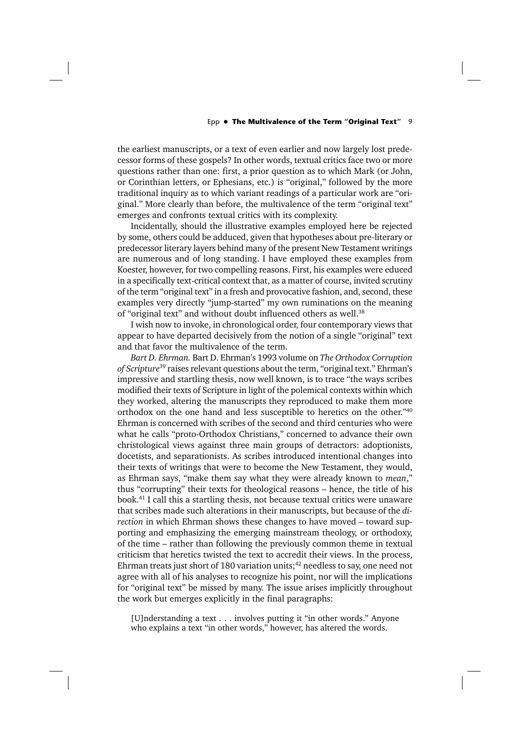the earliest manuscripts, or a text of even earlier and now largely lost predecessor forms of these gospels? In other words, textual critics face two or more questions rather than one: first, a prior question as to which Mark (or John, or Corinthian letters, or Ephesians, etc.) is "original," followed by the more traditional inquiry as to which variant readings of a particular work are "original." More clearly than before, the multivalence of the term "original text" emerges and confronts textual critics with its complexity.

Incidentally, should the illustrative examples employed here be rejected by some, others could be adduced, given that hypotheses about pre-literary or predecessor literary layers behind many of the present New Testament writings are numerous and of long standing. I have employed these examples from Koester, however, for two compelling reasons. First, his examples were educed in a specifically text-critical context that, as a matter of course, invited scrutiny of the term "original text" in a fresh and provocative fashion, and, second, these examples very directly "jump-started" my own ruminations on the meaning of "original text" and without doubt influenced others as well.[38]

I wish now to invoke, in chronological order, four contemporary views that appear to have departed decisively from the notion of a single "original" text and that favor the multivalence of the term.

*Bart D. Ehrman.* Bart D. Ehrman's 1993 volume on *The Orthodox Corruption of Scripture*[39] raises relevant questions about the term, "original text." Ehrman's impressive and startling thesis, now well known, is to trace "the ways scribes modified their texts of Scripture in light of the polemical contexts within which they worked, altering the manuscripts they reproduced to make them more orthodox on the one hand and less susceptible to heretics on the other."[40] Ehrman is concerned with scribes of the second and third centuries who were what he calls "proto-Orthodox Christians," concerned to advance their own christological views against three main groups of detractors: adoptionists, docetists, and separationists. As scribes introduced intentional changes into their texts of writings that were to become the New Testament, they would, as Ehrman says, "make them say what they were already known to *mean*," thus "corrupting" their texts for theological reasons – hence, the title of his book.[41] I call this a startling thesis, not because textual critics were unaware that scribes made such alterations in their manuscripts, but because of the *direction* in which Ehrman shows these changes to have moved – toward supporting and emphasizing the emerging mainstream theology, or orthodoxy, of the time – rather than following the previously common theme in textual criticism that heretics twisted the text to accredit their views. In the process, Ehrman treats just short of 180 variation units;[42] needless to say, one need not agree with all of his analyses to recognize his point, nor will the implications for "original text" be missed by many. The issue arises implicitly throughout the work but emerges explicitly in the final paragraphs:

> [U]nderstanding a text . . . involves putting it "in other words." Anyone who explains a text "in other words," however, has altered the words.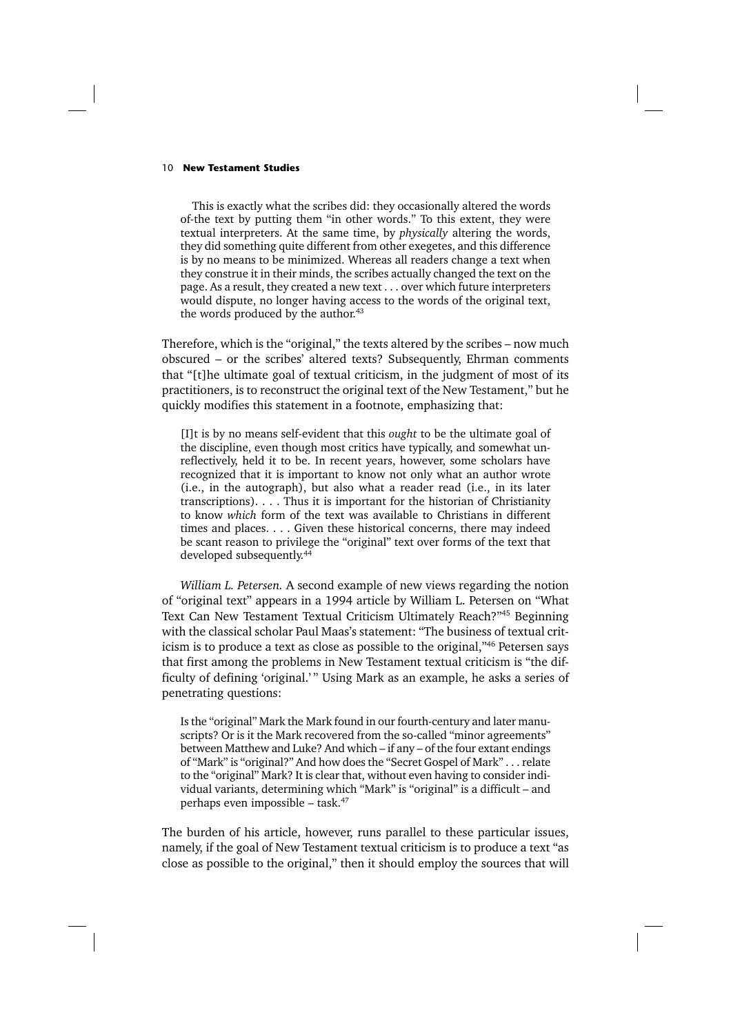> This is exactly what the scribes did: they occasionally altered the words of-the text by putting them "in other words." To this extent, they were textual interpreters. At the same time, by *physically* altering the words, they did something quite different from other exegetes, and this difference is by no means to be minimized. Whereas all readers change a text when they construe it in their minds, the scribes actually changed the text on the page. As a result, they created a new text . . . over which future interpreters would dispute, no longer having access to the words of the original text, the words produced by the author.[43]

Therefore, which is the "original," the texts altered by the scribes – now much obscured – or the scribes' altered texts? Subsequently, Ehrman comments that "[t]he ultimate goal of textual criticism, in the judgment of most of its practitioners, is to reconstruct the original text of the New Testament," but he quickly modifies this statement in a footnote, emphasizing that:

> [I]t is by no means self-evident that this *ought* to be the ultimate goal of the discipline, even though most critics have typically, and somewhat unreflectively, held it to be. In recent years, however, some scholars have recognized that it is important to know not only what an author wrote (i.e., in the autograph), but also what a reader read (i.e., in its later transcriptions). . . . Thus it is important for the historian of Christianity to know *which* form of the text was available to Christians in different times and places. . . . Given these historical concerns, there may indeed be scant reason to privilege the "original" text over forms of the text that developed subsequently.[44]

*William L. Petersen.* A second example of new views regarding the notion of "original text" appears in a 1994 article by William L. Petersen on "What Text Can New Testament Textual Criticism Ultimately Reach?"[45] Beginning with the classical scholar Paul Maas's statement: "The business of textual criticism is to produce a text as close as possible to the original,"[46] Petersen says that first among the problems in New Testament textual criticism is "the difficulty of defining 'original.'" Using Mark as an example, he asks a series of penetrating questions:

> Is the "original" Mark the Mark found in our fourth-century and later manuscripts? Or is it the Mark recovered from the so-called "minor agreements" between Matthew and Luke? And which – if any – of the four extant endings of "Mark" is "original?" And how does the "Secret Gospel of Mark" . . . relate to the "original" Mark? It is clear that, without even having to consider individual variants, determining which "Mark" is "original" is a difficult – and perhaps even impossible – task.[47]

The burden of his article, however, runs parallel to these particular issues, namely, if the goal of New Testament textual criticism is to produce a text "as close as possible to the original," then it should employ the sources that will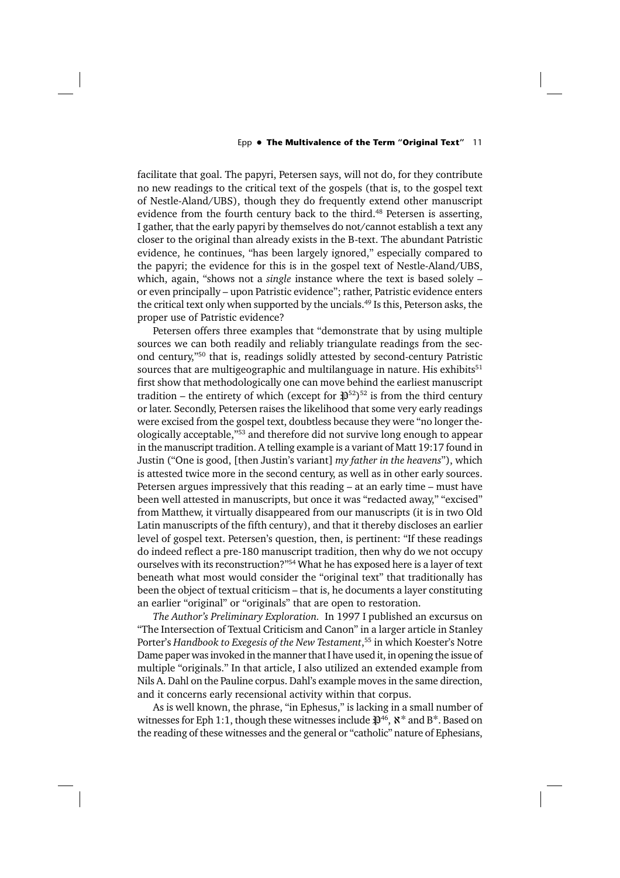facilitate that goal. The papyri, Petersen says, will not do, for they contribute no new readings to the critical text of the gospels (that is, to the gospel text of Nestle-Aland/UBS), though they do frequently extend other manuscript evidence from the fourth century back to the third.[48] Petersen is asserting, I gather, that the early papyri by themselves do not/cannot establish a text any closer to the original than already exists in the B-text. The abundant Patristic evidence, he continues, "has been largely ignored," especially compared to the papyri; the evidence for this is in the gospel text of Nestle-Aland/UBS, which, again, "shows not a *single* instance where the text is based solely – or even principally – upon Patristic evidence"; rather, Patristic evidence enters the critical text only when supported by the uncials.[49] Is this, Peterson asks, the proper use of Patristic evidence?

Petersen offers three examples that "demonstrate that by using multiple sources we can both readily and reliably triangulate readings from the second century,"[50] that is, readings solidly attested by second-century Patristic sources that are multigeographic and multilanguage in nature. His exhibits[51] first show that methodologically one can move behind the earliest manuscript tradition – the entirety of which (except for 𝔓[52])[52] is from the third century or later. Secondly, Petersen raises the likelihood that some very early readings were excised from the gospel text, doubtless because they were "no longer theologically acceptable,"[53] and therefore did not survive long enough to appear in the manuscript tradition. A telling example is a variant of Matt 19:17 found in Justin ("One is good, [then Justin's variant] *my father in the heavens*"), which is attested twice more in the second century, as well as in other early sources. Petersen argues impressively that this reading – at an early time – must have been well attested in manuscripts, but once it was "redacted away," "excised" from Matthew, it virtually disappeared from our manuscripts (it is in two Old Latin manuscripts of the fifth century), and that it thereby discloses an earlier level of gospel text. Petersen's question, then, is pertinent: "If these readings do indeed reflect a pre-180 manuscript tradition, then why do we not occupy ourselves with its reconstruction?"[54] What he has exposed here is a layer of text beneath what most would consider the "original text" that traditionally has been the object of textual criticism – that is, he documents a layer constituting an earlier "original" or "originals" that are open to restoration.

*The Author's Preliminary Exploration.* In 1997 I published an excursus on "The Intersection of Textual Criticism and Canon" in a larger article in Stanley Porter's *Handbook to Exegesis of the New Testament*,[55] in which Koester's Notre Dame paper was invoked in the manner that I have used it, in opening the issue of multiple "originals." In that article, I also utilized an extended example from Nils A. Dahl on the Pauline corpus. Dahl's example moves in the same direction, and it concerns early recensional activity within that corpus.

As is well known, the phrase, "in Ephesus," is lacking in a small number of witnesses for Eph 1:1, though these witnesses include 𝔓[46], ℵ* and B*. Based on the reading of these witnesses and the general or "catholic" nature of Ephesians,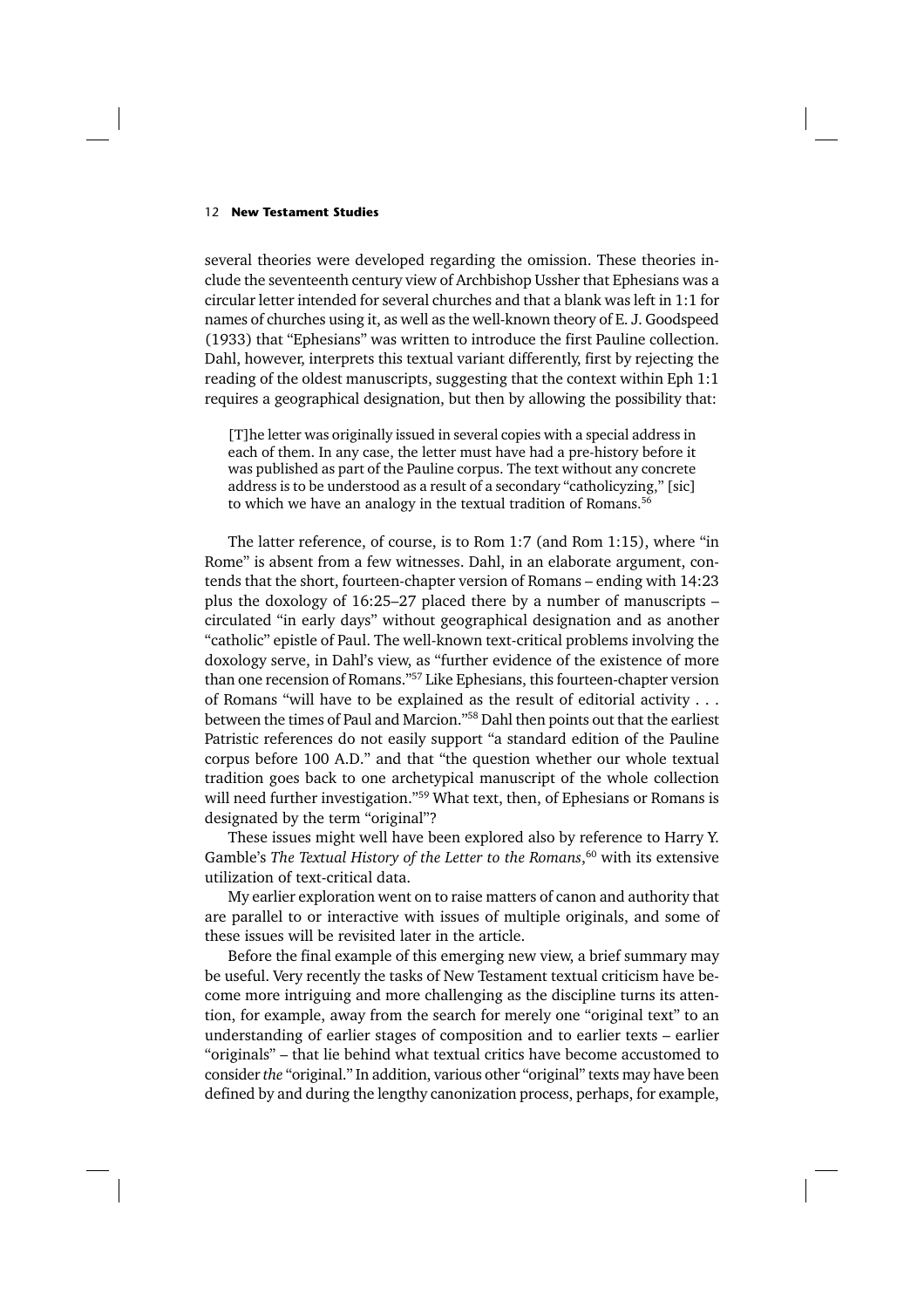several theories were developed regarding the omission. These theories include the seventeenth century view of Archbishop Ussher that Ephesians was a circular letter intended for several churches and that a blank was left in 1:1 for names of churches using it, as well as the well-known theory of E. J. Goodspeed (1933) that "Ephesians" was written to introduce the first Pauline collection. Dahl, however, interprets this textual variant differently, first by rejecting the reading of the oldest manuscripts, suggesting that the context within Eph 1:1 requires a geographical designation, but then by allowing the possibility that:

> [T]he letter was originally issued in several copies with a special address in each of them. In any case, the letter must have had a pre-history before it was published as part of the Pauline corpus. The text without any concrete address is to be understood as a result of a secondary "catholicyzing," [sic] to which we have an analogy in the textual tradition of Romans.[56]

The latter reference, of course, is to Rom 1:7 (and Rom 1:15), where "in Rome" is absent from a few witnesses. Dahl, in an elaborate argument, contends that the short, fourteen-chapter version of Romans – ending with 14:23 plus the doxology of 16:25–27 placed there by a number of manuscripts – circulated "in early days" without geographical designation and as another "catholic" epistle of Paul. The well-known text-critical problems involving the doxology serve, in Dahl's view, as "further evidence of the existence of more than one recension of Romans."[57] Like Ephesians, this fourteen-chapter version of Romans "will have to be explained as the result of editorial activity . . . between the times of Paul and Marcion."[58] Dahl then points out that the earliest Patristic references do not easily support "a standard edition of the Pauline corpus before 100 A.D." and that "the question whether our whole textual tradition goes back to one archetypical manuscript of the whole collection will need further investigation."[59] What text, then, of Ephesians or Romans is designated by the term "original"?

These issues might well have been explored also by reference to Harry Y. Gamble's *The Textual History of the Letter to the Romans*,[60] with its extensive utilization of text-critical data.

My earlier exploration went on to raise matters of canon and authority that are parallel to or interactive with issues of multiple originals, and some of these issues will be revisited later in the article.

Before the final example of this emerging new view, a brief summary may be useful. Very recently the tasks of New Testament textual criticism have become more intriguing and more challenging as the discipline turns its attention, for example, away from the search for merely one "original text" to an understanding of earlier stages of composition and to earlier texts – earlier "originals" – that lie behind what textual critics have become accustomed to consider *the* "original." In addition, various other "original" texts may have been defined by and during the lengthy canonization process, perhaps, for example,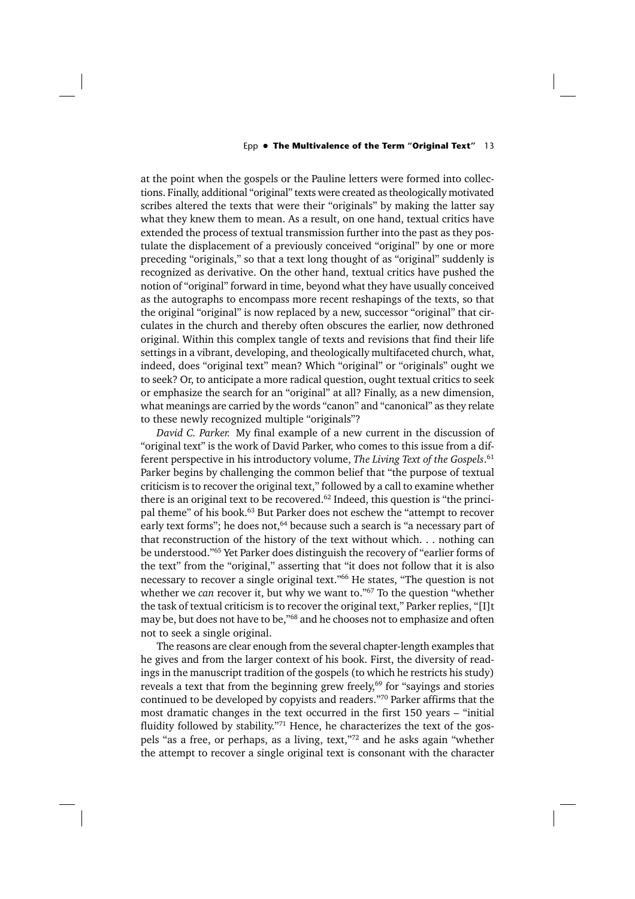at the point when the gospels or the Pauline letters were formed into collections. Finally, additional "original" texts were created as theologically motivated scribes altered the texts that were their "originals" by making the latter say what they knew them to mean. As a result, on one hand, textual critics have extended the process of textual transmission further into the past as they postulate the displacement of a previously conceived "original" by one or more preceding "originals," so that a text long thought of as "original" suddenly is recognized as derivative. On the other hand, textual critics have pushed the notion of "original" forward in time, beyond what they have usually conceived as the autographs to encompass more recent reshapings of the texts, so that the original "original" is now replaced by a new, successor "original" that circulates in the church and thereby often obscures the earlier, now dethroned original. Within this complex tangle of texts and revisions that find their life settings in a vibrant, developing, and theologically multifaceted church, what, indeed, does "original text" mean? Which "original" or "originals" ought we to seek? Or, to anticipate a more radical question, ought textual critics to seek or emphasize the search for an "original" at all? Finally, as a new dimension, what meanings are carried by the words "canon" and "canonical" as they relate to these newly recognized multiple "originals"?

*David C. Parker.* My final example of a new current in the discussion of "original text" is the work of David Parker, who comes to this issue from a different perspective in his introductory volume, *The Living Text of the Gospels*.[61] Parker begins by challenging the common belief that "the purpose of textual criticism is to recover the original text," followed by a call to examine whether there is an original text to be recovered.[62] Indeed, this question is "the principal theme" of his book.[63] But Parker does not eschew the "attempt to recover early text forms"; he does not,[64] because such a search is "a necessary part of that reconstruction of the history of the text without which. . . nothing can be understood."[65] Yet Parker does distinguish the recovery of "earlier forms of the text" from the "original," asserting that "it does not follow that it is also necessary to recover a single original text."[66] He states, "The question is not whether we *can* recover it, but why we want to."[67] To the question "whether the task of textual criticism is to recover the original text," Parker replies, "[I]t may be, but does not have to be,"[68] and he chooses not to emphasize and often not to seek a single original.

The reasons are clear enough from the several chapter-length examples that he gives and from the larger context of his book. First, the diversity of readings in the manuscript tradition of the gospels (to which he restricts his study) reveals a text that from the beginning grew freely,[69] for "sayings and stories continued to be developed by copyists and readers."[70] Parker affirms that the most dramatic changes in the text occurred in the first 150 years – "initial fluidity followed by stability."[71] Hence, he characterizes the text of the gospels "as a free, or perhaps, as a living, text,"[72] and he asks again "whether the attempt to recover a single original text is consonant with the character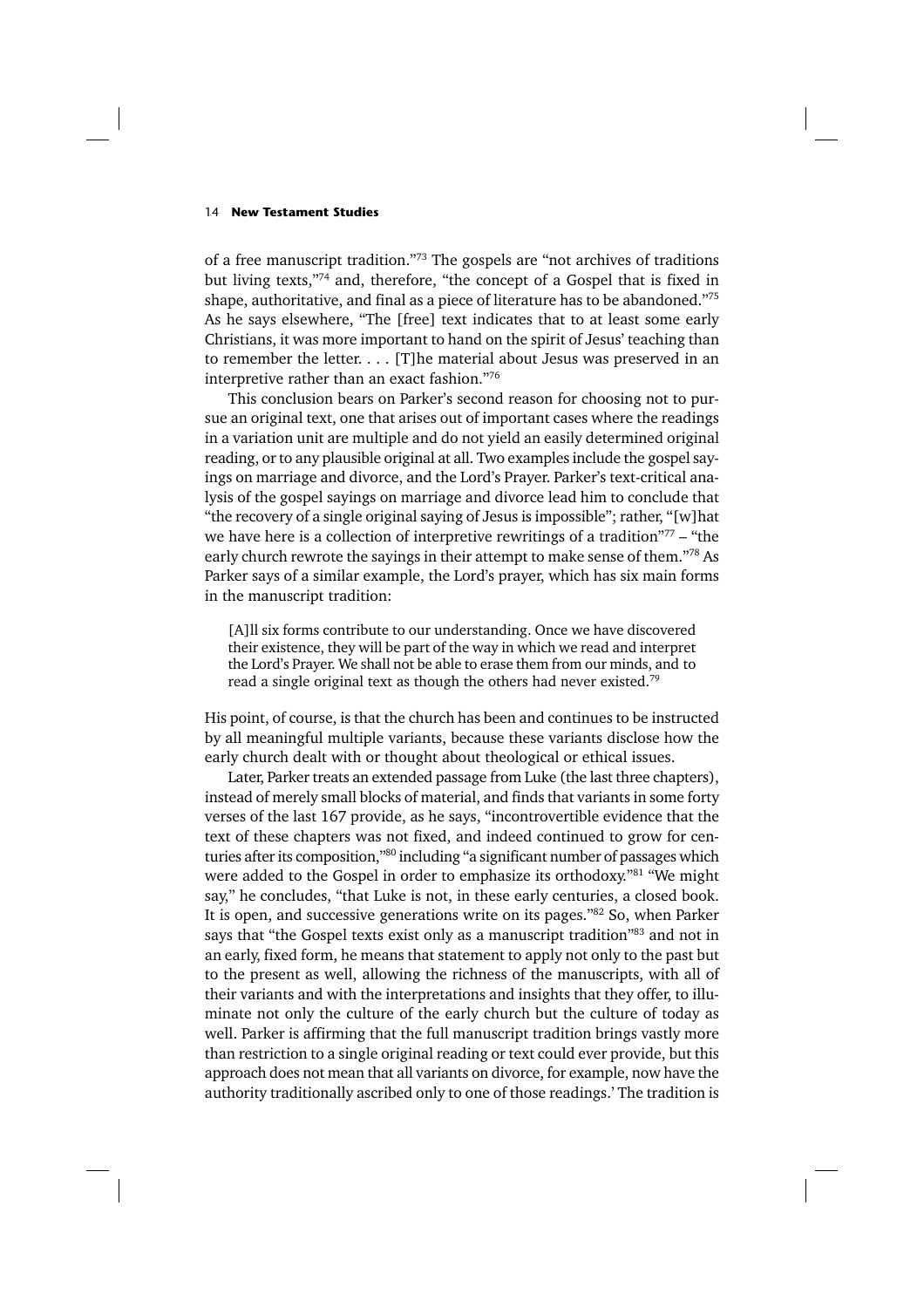of a free manuscript tradition."[73] The gospels are "not archives of traditions but living texts,"[74] and, therefore, "the concept of a Gospel that is fixed in shape, authoritative, and final as a piece of literature has to be abandoned."[75] As he says elsewhere, "The [free] text indicates that to at least some early Christians, it was more important to hand on the spirit of Jesus' teaching than to remember the letter. . . . [T]he material about Jesus was preserved in an interpretive rather than an exact fashion."[76]

This conclusion bears on Parker's second reason for choosing not to pursue an original text, one that arises out of important cases where the readings in a variation unit are multiple and do not yield an easily determined original reading, or to any plausible original at all. Two examples include the gospel sayings on marriage and divorce, and the Lord's Prayer. Parker's text-critical analysis of the gospel sayings on marriage and divorce lead him to conclude that "the recovery of a single original saying of Jesus is impossible"; rather, "[w]hat we have here is a collection of interpretive rewritings of a tradition"[77] – "the early church rewrote the sayings in their attempt to make sense of them."[78] As Parker says of a similar example, the Lord's prayer, which has six main forms in the manuscript tradition:

> [A]ll six forms contribute to our understanding. Once we have discovered their existence, they will be part of the way in which we read and interpret the Lord's Prayer. We shall not be able to erase them from our minds, and to read a single original text as though the others had never existed.[79]

His point, of course, is that the church has been and continues to be instructed by all meaningful multiple variants, because these variants disclose how the early church dealt with or thought about theological or ethical issues.

Later, Parker treats an extended passage from Luke (the last three chapters), instead of merely small blocks of material, and finds that variants in some forty verses of the last 167 provide, as he says, "incontrovertible evidence that the text of these chapters was not fixed, and indeed continued to grow for centuries after its composition,"[80] including "a significant number of passages which were added to the Gospel in order to emphasize its orthodoxy."[81] "We might say," he concludes, "that Luke is not, in these early centuries, a closed book. It is open, and successive generations write on its pages."[82] So, when Parker says that "the Gospel texts exist only as a manuscript tradition"[83] and not in an early, fixed form, he means that statement to apply not only to the past but to the present as well, allowing the richness of the manuscripts, with all of their variants and with the interpretations and insights that they offer, to illuminate not only the culture of the early church but the culture of today as well. Parker is affirming that the full manuscript tradition brings vastly more than restriction to a single original reading or text could ever provide, but this approach does not mean that all variants on divorce, for example, now have the authority traditionally ascribed only to one of those readings.' The tradition is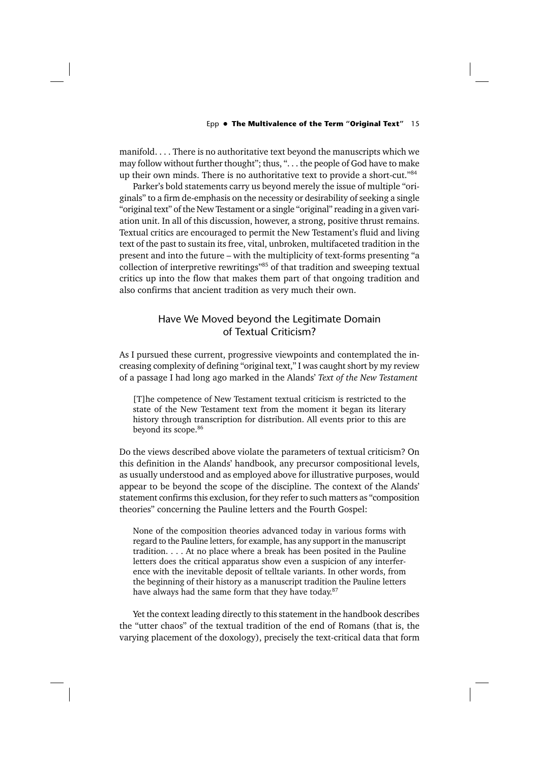manifold. . . . There is no authoritative text beyond the manuscripts which we may follow without further thought"; thus, ". . . the people of God have to make up their own minds. There is no authoritative text to provide a short-cut."[84]

Parker's bold statements carry us beyond merely the issue of multiple "originals" to a firm de-emphasis on the necessity or desirability of seeking a single "original text" of the New Testament or a single "original" reading in a given variation unit. In all of this discussion, however, a strong, positive thrust remains. Textual critics are encouraged to permit the New Testament's fluid and living text of the past to sustain its free, vital, unbroken, multifaceted tradition in the present and into the future – with the multiplicity of text-forms presenting "a collection of interpretive rewritings"[85] of that tradition and sweeping textual critics up into the flow that makes them part of that ongoing tradition and also confirms that ancient tradition as very much their own.

## Have We Moved beyond the Legitimate Domain of Textual Criticism?

As I pursued these current, progressive viewpoints and contemplated the increasing complexity of defining "original text," I was caught short by my review of a passage I had long ago marked in the Alands' *Text of the New Testament*

> [T]he competence of New Testament textual criticism is restricted to the state of the New Testament text from the moment it began its literary history through transcription for distribution. All events prior to this are beyond its scope.[86]

Do the views described above violate the parameters of textual criticism? On this definition in the Alands' handbook, any precursor compositional levels, as usually understood and as employed above for illustrative purposes, would appear to be beyond the scope of the discipline. The context of the Alands' statement confirms this exclusion, for they refer to such matters as "composition theories" concerning the Pauline letters and the Fourth Gospel:

> None of the composition theories advanced today in various forms with regard to the Pauline letters, for example, has any support in the manuscript tradition. . . . At no place where a break has been posited in the Pauline letters does the critical apparatus show even a suspicion of any interference with the inevitable deposit of telltale variants. In other words, from the beginning of their history as a manuscript tradition the Pauline letters have always had the same form that they have today.[87]

Yet the context leading directly to this statement in the handbook describes the "utter chaos" of the textual tradition of the end of Romans (that is, the varying placement of the doxology), precisely the text-critical data that form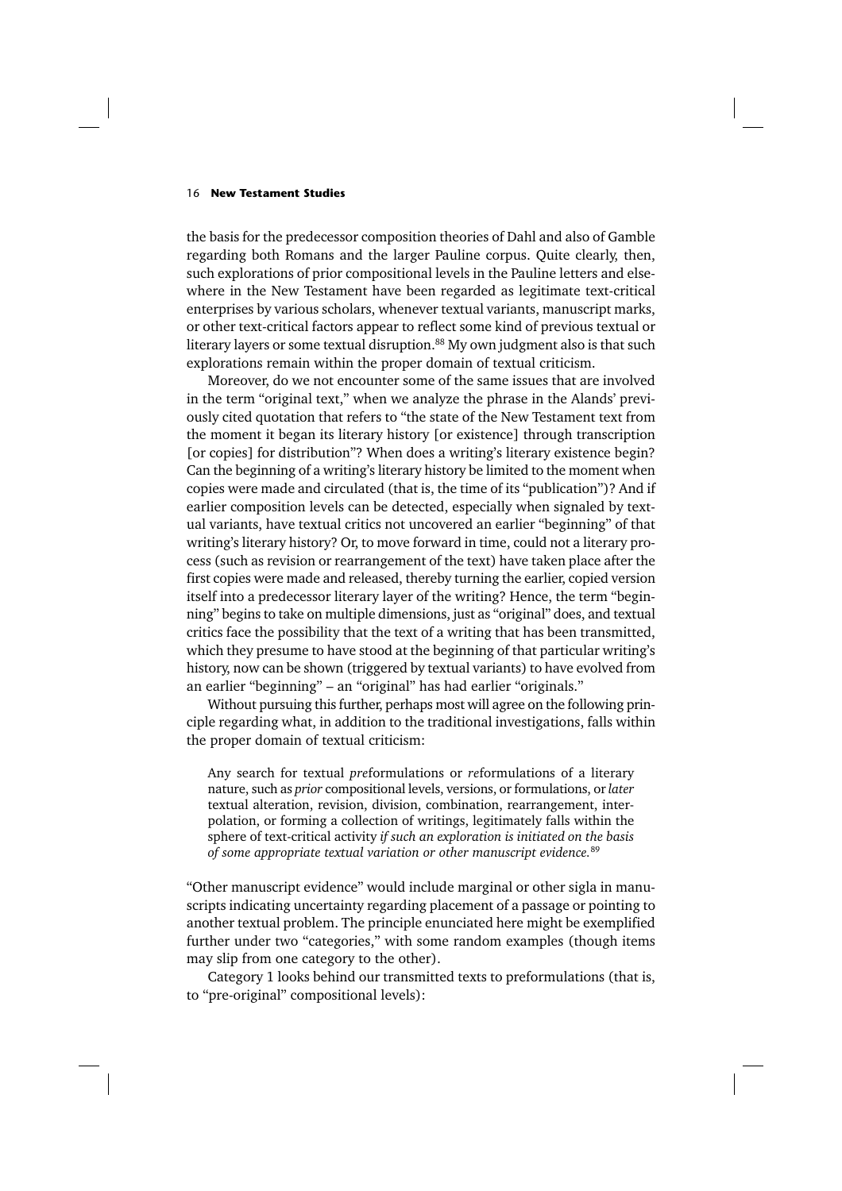the basis for the predecessor composition theories of Dahl and also of Gamble regarding both Romans and the larger Pauline corpus. Quite clearly, then, such explorations of prior compositional levels in the Pauline letters and elsewhere in the New Testament have been regarded as legitimate text-critical enterprises by various scholars, whenever textual variants, manuscript marks, or other text-critical factors appear to reflect some kind of previous textual or literary layers or some textual disruption.[88] My own judgment also is that such explorations remain within the proper domain of textual criticism.

Moreover, do we not encounter some of the same issues that are involved in the term "original text," when we analyze the phrase in the Alands' previously cited quotation that refers to "the state of the New Testament text from the moment it began its literary history [or existence] through transcription [or copies] for distribution"? When does a writing's literary existence begin? Can the beginning of a writing's literary history be limited to the moment when copies were made and circulated (that is, the time of its "publication")? And if earlier composition levels can be detected, especially when signaled by textual variants, have textual critics not uncovered an earlier "beginning" of that writing's literary history? Or, to move forward in time, could not a literary process (such as revision or rearrangement of the text) have taken place after the first copies were made and released, thereby turning the earlier, copied version itself into a predecessor literary layer of the writing? Hence, the term "beginning" begins to take on multiple dimensions, just as "original" does, and textual critics face the possibility that the text of a writing that has been transmitted, which they presume to have stood at the beginning of that particular writing's history, now can be shown (triggered by textual variants) to have evolved from an earlier "beginning" – an "original" has had earlier "originals."

Without pursuing this further, perhaps most will agree on the following principle regarding what, in addition to the traditional investigations, falls within the proper domain of textual criticism:

> Any search for textual *pre*formulations or *re*formulations of a literary nature, such as *prior* compositional levels, versions, or formulations, or *later* textual alteration, revision, division, combination, rearrangement, interpolation, or forming a collection of writings, legitimately falls within the sphere of text-critical activity *if such an exploration is initiated on the basis of some appropriate textual variation or other manuscript evidence.*[89]

"Other manuscript evidence" would include marginal or other sigla in manuscripts indicating uncertainty regarding placement of a passage or pointing to another textual problem. The principle enunciated here might be exemplified further under two "categories," with some random examples (though items may slip from one category to the other).

Category 1 looks behind our transmitted texts to preformulations (that is, to "pre-original" compositional levels):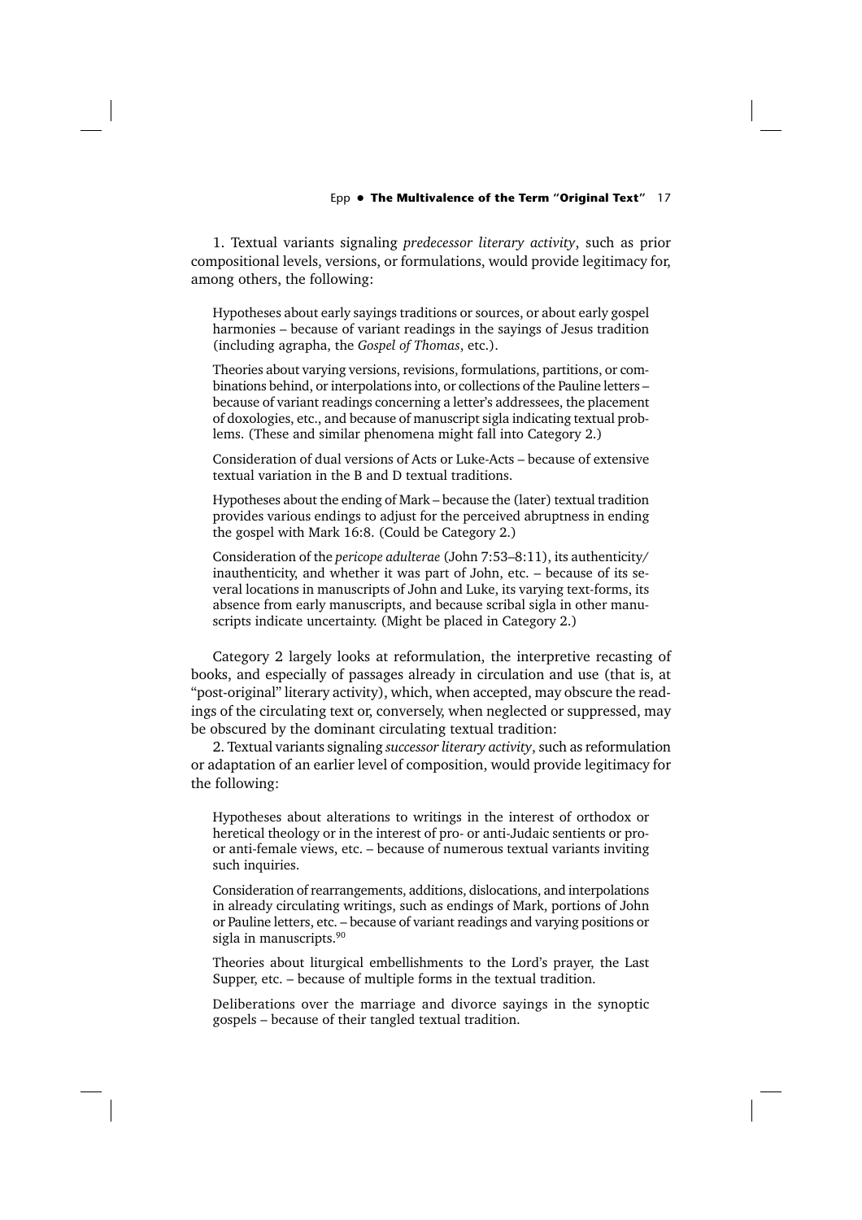1. Textual variants signaling *predecessor literary activity*, such as prior compositional levels, versions, or formulations, would provide legitimacy for, among others, the following:

> Hypotheses about early sayings traditions or sources, or about early gospel harmonies – because of variant readings in the sayings of Jesus tradition (including agrapha, the *Gospel of Thomas*, etc.).
>
> Theories about varying versions, revisions, formulations, partitions, or combinations behind, or interpolations into, or collections of the Pauline letters – because of variant readings concerning a letter's addressees, the placement of doxologies, etc., and because of manuscript sigla indicating textual problems. (These and similar phenomena might fall into Category 2.)
>
> Consideration of dual versions of Acts or Luke-Acts – because of extensive textual variation in the B and D textual traditions.
>
> Hypotheses about the ending of Mark – because the (later) textual tradition provides various endings to adjust for the perceived abruptness in ending the gospel with Mark 16:8. (Could be Category 2.)
>
> Consideration of the *pericope adulterae* (John 7:53–8:11), its authenticity/inauthenticity, and whether it was part of John, etc. – because of its several locations in manuscripts of John and Luke, its varying text-forms, its absence from early manuscripts, and because scribal sigla in other manuscripts indicate uncertainty. (Might be placed in Category 2.)

Category 2 largely looks at reformulation, the interpretive recasting of books, and especially of passages already in circulation and use (that is, at "post-original" literary activity), which, when accepted, may obscure the readings of the circulating text or, conversely, when neglected or suppressed, may be obscured by the dominant circulating textual tradition:

2. Textual variants signaling *successor literary activity*, such as reformulation or adaptation of an earlier level of composition, would provide legitimacy for the following:

> Hypotheses about alterations to writings in the interest of orthodox or heretical theology or in the interest of pro- or anti-Judaic sentients or pro- or anti-female views, etc. – because of numerous textual variants inviting such inquiries.
>
> Consideration of rearrangements, additions, dislocations, and interpolations in already circulating writings, such as endings of Mark, portions of John or Pauline letters, etc. – because of variant readings and varying positions or sigla in manuscripts.[90]
>
> Theories about liturgical embellishments to the Lord's prayer, the Last Supper, etc. – because of multiple forms in the textual tradition.
>
> Deliberations over the marriage and divorce sayings in the synoptic gospels – because of their tangled textual tradition.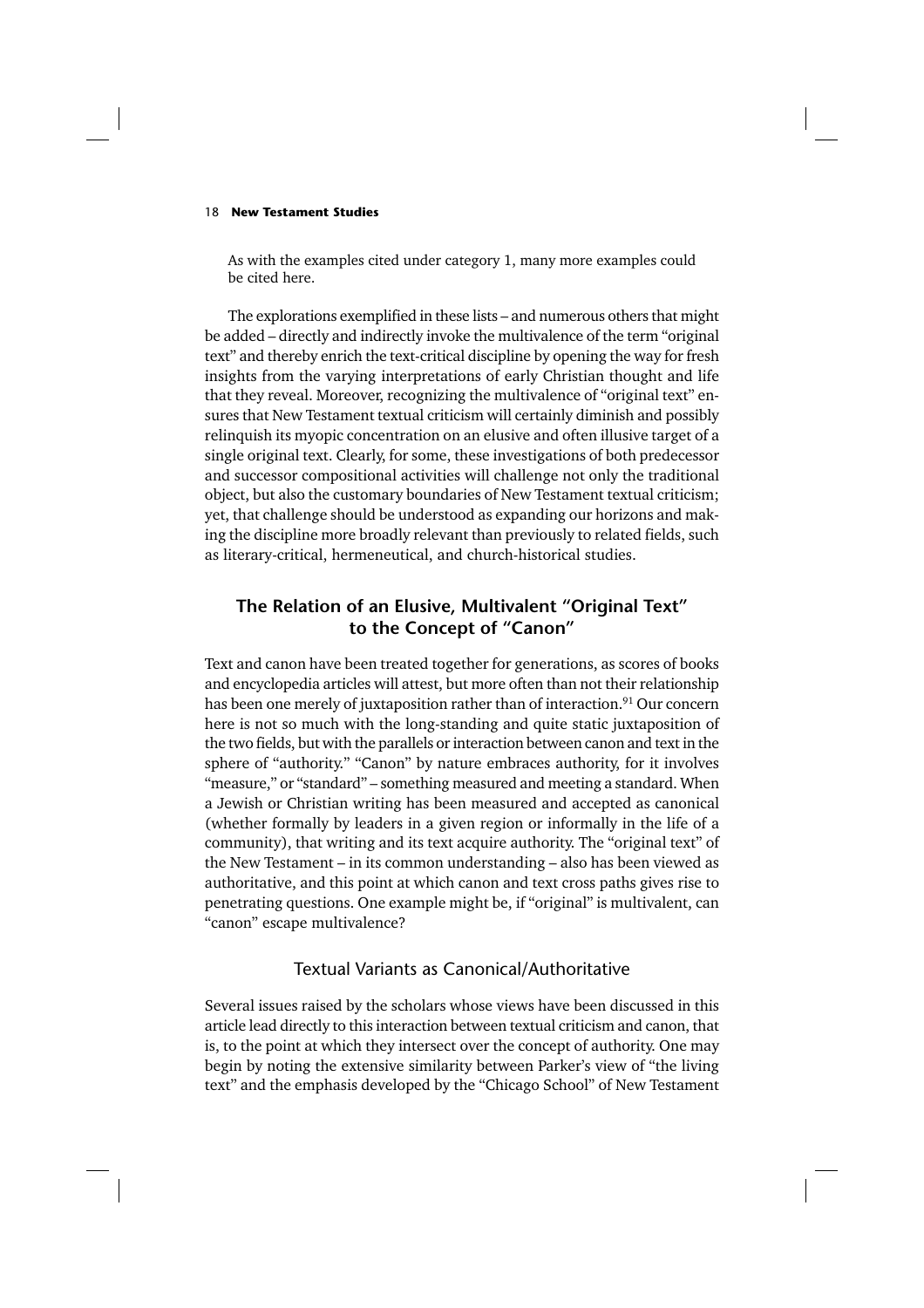As with the examples cited under category 1, many more examples could be cited here.

The explorations exemplified in these lists – and numerous others that might be added – directly and indirectly invoke the multivalence of the term "original text" and thereby enrich the text-critical discipline by opening the way for fresh insights from the varying interpretations of early Christian thought and life that they reveal. Moreover, recognizing the multivalence of "original text" ensures that New Testament textual criticism will certainly diminish and possibly relinquish its myopic concentration on an elusive and often illusive target of a single original text. Clearly, for some, these investigations of both predecessor and successor compositional activities will challenge not only the traditional object, but also the customary boundaries of New Testament textual criticism; yet, that challenge should be understood as expanding our horizons and making the discipline more broadly relevant than previously to related fields, such as literary-critical, hermeneutical, and church-historical studies.

## The Relation of an Elusive, Multivalent "Original Text" to the Concept of "Canon"

Text and canon have been treated together for generations, as scores of books and encyclopedia articles will attest, but more often than not their relationship has been one merely of juxtaposition rather than of interaction.[91] Our concern here is not so much with the long-standing and quite static juxtaposition of the two fields, but with the parallels or interaction between canon and text in the sphere of "authority." "Canon" by nature embraces authority, for it involves "measure," or "standard" – something measured and meeting a standard. When a Jewish or Christian writing has been measured and accepted as canonical (whether formally by leaders in a given region or informally in the life of a community), that writing and its text acquire authority. The "original text" of the New Testament – in its common understanding – also has been viewed as authoritative, and this point at which canon and text cross paths gives rise to penetrating questions. One example might be, if "original" is multivalent, can "canon" escape multivalence?

### Textual Variants as Canonical/Authoritative

Several issues raised by the scholars whose views have been discussed in this article lead directly to this interaction between textual criticism and canon, that is, to the point at which they intersect over the concept of authority. One may begin by noting the extensive similarity between Parker's view of "the living text" and the emphasis developed by the "Chicago School" of New Testament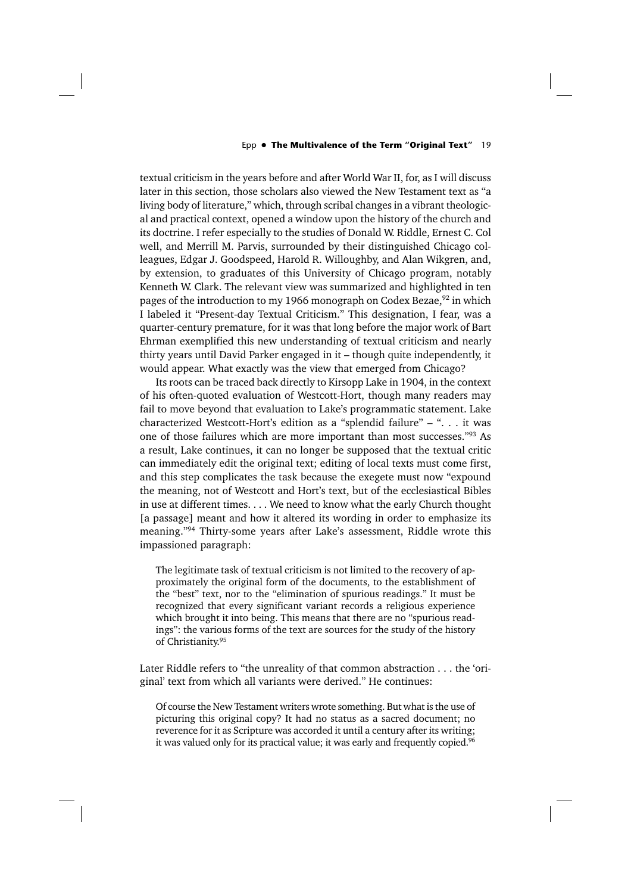textual criticism in the years before and after World War II, for, as I will discuss later in this section, those scholars also viewed the New Testament text as "a living body of literature," which, through scribal changes in a vibrant theological and practical context, opened a window upon the history of the church and its doctrine. I refer especially to the studies of Donald W. Riddle, Ernest C. Colwell, and Merrill M. Parvis, surrounded by their distinguished Chicago colleagues, Edgar J. Goodspeed, Harold R. Willoughby, and Alan Wikgren, and, by extension, to graduates of this University of Chicago program, notably Kenneth W. Clark. The relevant view was summarized and highlighted in ten pages of the introduction to my 1966 monograph on Codex Bezae,[92] in which I labeled it "Present-day Textual Criticism." This designation, I fear, was a quarter-century premature, for it was that long before the major work of Bart Ehrman exemplified this new understanding of textual criticism and nearly thirty years until David Parker engaged in it – though quite independently, it would appear. What exactly was the view that emerged from Chicago?

Its roots can be traced back directly to Kirsopp Lake in 1904, in the context of his often-quoted evaluation of Westcott-Hort, though many readers may fail to move beyond that evaluation to Lake's programmatic statement. Lake characterized Westcott-Hort's edition as a "splendid failure" – ". . . it was one of those failures which are more important than most successes."[93] As a result, Lake continues, it can no longer be supposed that the textual critic can immediately edit the original text; editing of local texts must come first, and this step complicates the task because the exegete must now "expound the meaning, not of Westcott and Hort's text, but of the ecclesiastical Bibles in use at different times. . . . We need to know what the early Church thought [a passage] meant and how it altered its wording in order to emphasize its meaning."[94] Thirty-some years after Lake's assessment, Riddle wrote this impassioned paragraph:

> The legitimate task of textual criticism is not limited to the recovery of approximately the original form of the documents, to the establishment of the "best" text, nor to the "elimination of spurious readings." It must be recognized that every significant variant records a religious experience which brought it into being. This means that there are no "spurious readings": the various forms of the text are sources for the study of the history of Christianity.[95]

Later Riddle refers to "the unreality of that common abstraction . . . the 'original' text from which all variants were derived." He continues:

> Of course the New Testament writers wrote something. But what is the use of picturing this original copy? It had no status as a sacred document; no reverence for it as Scripture was accorded it until a century after its writing; it was valued only for its practical value; it was early and frequently copied.[96]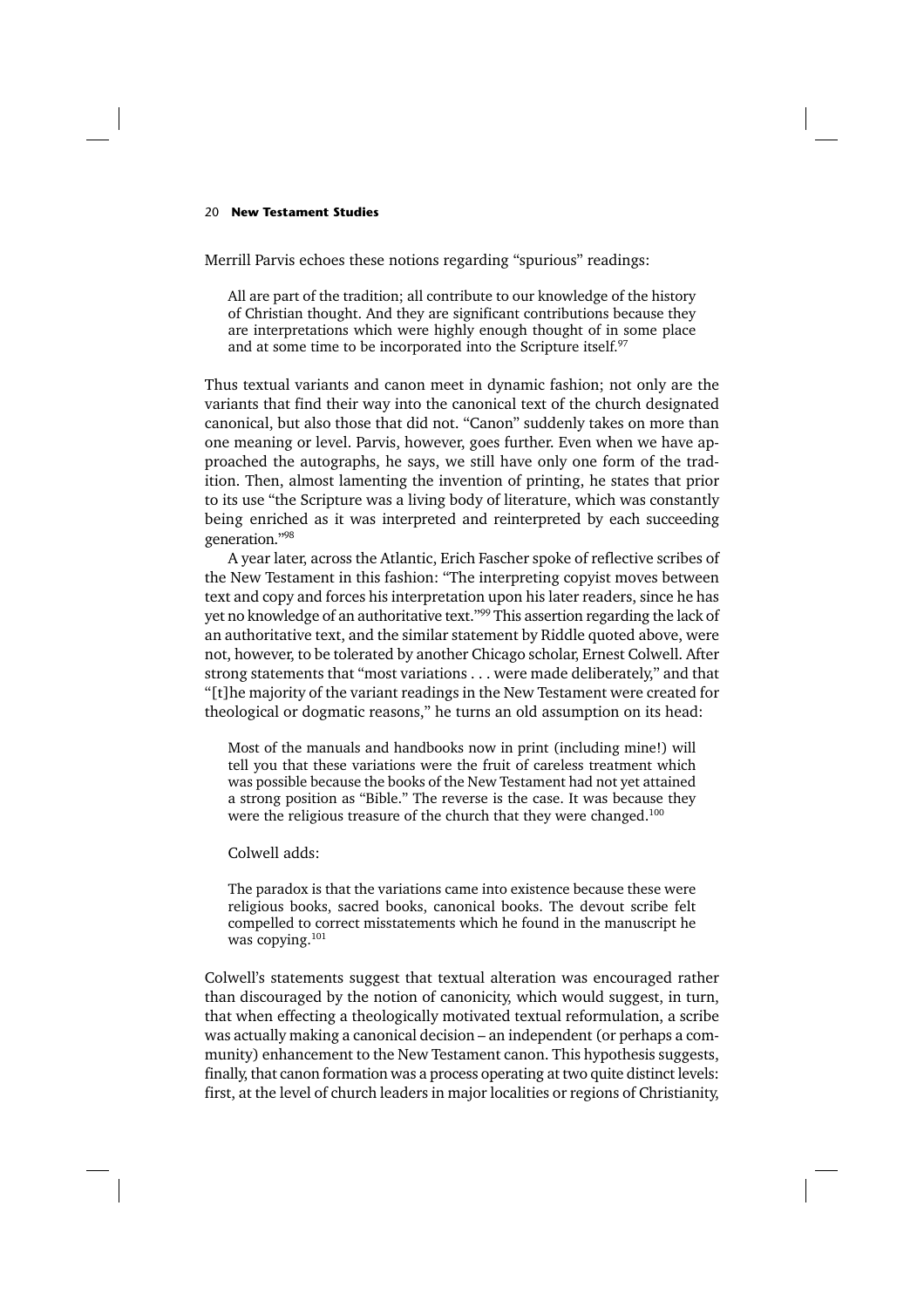Merrill Parvis echoes these notions regarding "spurious" readings:

> All are part of the tradition; all contribute to our knowledge of the history of Christian thought. And they are significant contributions because they are interpretations which were highly enough thought of in some place and at some time to be incorporated into the Scripture itself.[97]

Thus textual variants and canon meet in dynamic fashion; not only are the variants that find their way into the canonical text of the church designated canonical, but also those that did not. "Canon" suddenly takes on more than one meaning or level. Parvis, however, goes further. Even when we have approached the autographs, he says, we still have only one form of the tradition. Then, almost lamenting the invention of printing, he states that prior to its use "the Scripture was a living body of literature, which was constantly being enriched as it was interpreted and reinterpreted by each succeeding generation."[98]

A year later, across the Atlantic, Erich Fascher spoke of reflective scribes of the New Testament in this fashion: "The interpreting copyist moves between text and copy and forces his interpretation upon his later readers, since he has yet no knowledge of an authoritative text."[99] This assertion regarding the lack of an authoritative text, and the similar statement by Riddle quoted above, were not, however, to be tolerated by another Chicago scholar, Ernest Colwell. After strong statements that "most variations . . . were made deliberately," and that "[t]he majority of the variant readings in the New Testament were created for theological or dogmatic reasons," he turns an old assumption on its head:

> Most of the manuals and handbooks now in print (including mine!) will tell you that these variations were the fruit of careless treatment which was possible because the books of the New Testament had not yet attained a strong position as "Bible." The reverse is the case. It was because they were the religious treasure of the church that they were changed.[100]

Colwell adds:

> The paradox is that the variations came into existence because these were religious books, sacred books, canonical books. The devout scribe felt compelled to correct misstatements which he found in the manuscript he was copying.[101]

Colwell's statements suggest that textual alteration was encouraged rather than discouraged by the notion of canonicity, which would suggest, in turn, that when effecting a theologically motivated textual reformulation, a scribe was actually making a canonical decision – an independent (or perhaps a community) enhancement to the New Testament canon. This hypothesis suggests, finally, that canon formation was a process operating at two quite distinct levels: first, at the level of church leaders in major localities or regions of Christianity,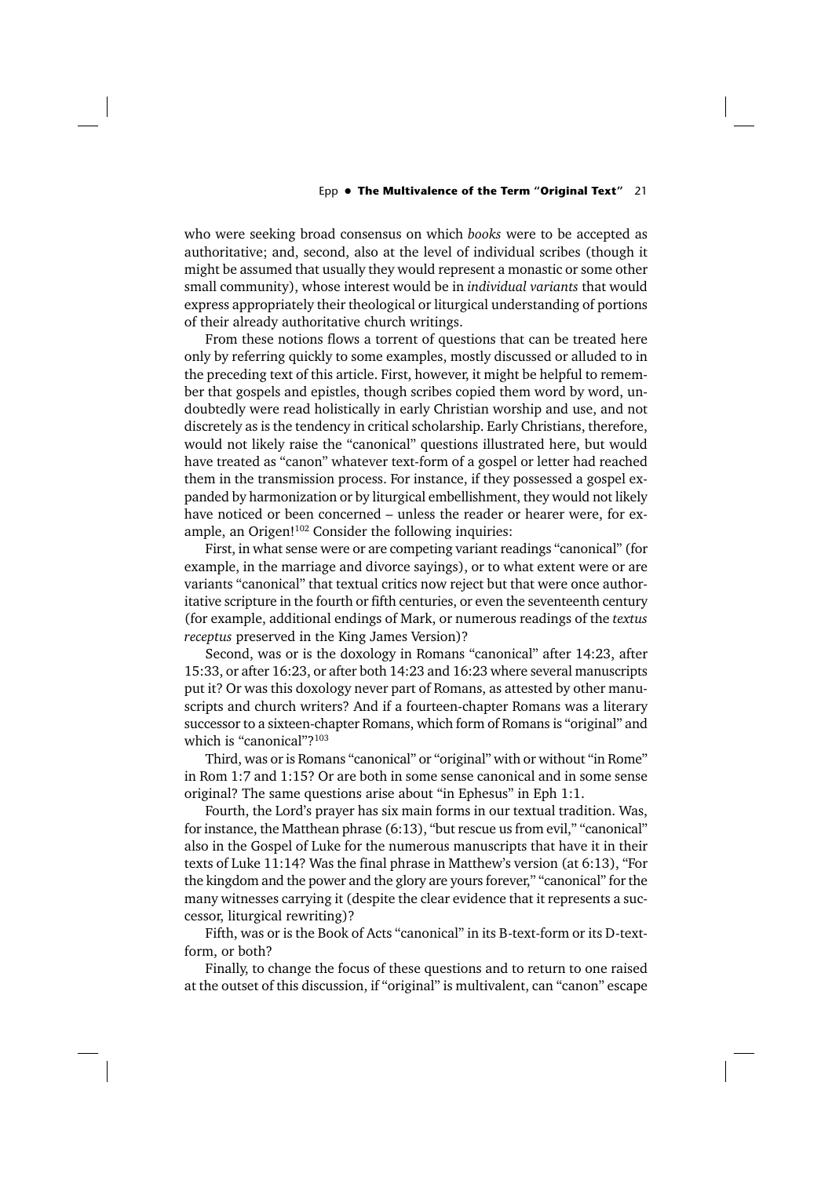who were seeking broad consensus on which *books* were to be accepted as authoritative; and, second, also at the level of individual scribes (though it might be assumed that usually they would represent a monastic or some other small community), whose interest would be in *individual variants* that would express appropriately their theological or liturgical understanding of portions of their already authoritative church writings.

From these notions flows a torrent of questions that can be treated here only by referring quickly to some examples, mostly discussed or alluded to in the preceding text of this article. First, however, it might be helpful to remember that gospels and epistles, though scribes copied them word by word, undoubtedly were read holistically in early Christian worship and use, and not discretely as is the tendency in critical scholarship. Early Christians, therefore, would not likely raise the "canonical" questions illustrated here, but would have treated as "canon" whatever text-form of a gospel or letter had reached them in the transmission process. For instance, if they possessed a gospel expanded by harmonization or by liturgical embellishment, they would not likely have noticed or been concerned – unless the reader or hearer were, for example, an Origen![102] Consider the following inquiries:

First, in what sense were or are competing variant readings "canonical" (for example, in the marriage and divorce sayings), or to what extent were or are variants "canonical" that textual critics now reject but that were once authoritative scripture in the fourth or fifth centuries, or even the seventeenth century (for example, additional endings of Mark, or numerous readings of the *textus receptus* preserved in the King James Version)?

Second, was or is the doxology in Romans "canonical" after 14:23, after 15:33, or after 16:23, or after both 14:23 and 16:23 where several manuscripts put it? Or was this doxology never part of Romans, as attested by other manuscripts and church writers? And if a fourteen-chapter Romans was a literary successor to a sixteen-chapter Romans, which form of Romans is "original" and which is "canonical"?[103]

Third, was or is Romans "canonical" or "original" with or without "in Rome" in Rom 1:7 and 1:15? Or are both in some sense canonical and in some sense original? The same questions arise about "in Ephesus" in Eph 1:1.

Fourth, the Lord's prayer has six main forms in our textual tradition. Was, for instance, the Matthean phrase (6:13), "but rescue us from evil," "canonical" also in the Gospel of Luke for the numerous manuscripts that have it in their texts of Luke 11:14? Was the final phrase in Matthew's version (at 6:13), "For the kingdom and the power and the glory are yours forever," "canonical" for the many witnesses carrying it (despite the clear evidence that it represents a successor, liturgical rewriting)?

Fifth, was or is the Book of Acts "canonical" in its B-text-form or its D-text-form, or both?

Finally, to change the focus of these questions and to return to one raised at the outset of this discussion, if "original" is multivalent, can "canon" escape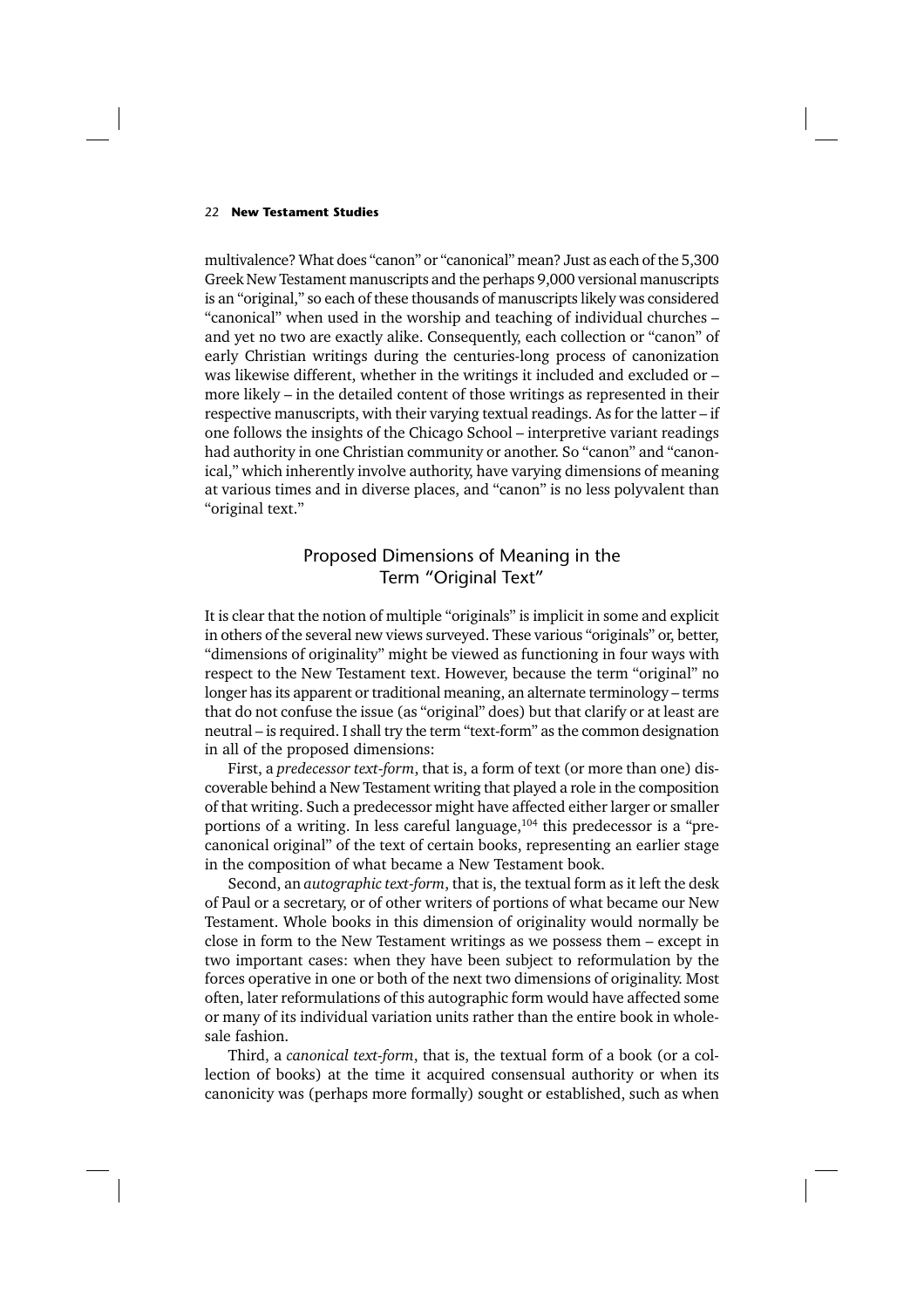multivalence? What does "canon" or "canonical" mean? Just as each of the 5,300 Greek New Testament manuscripts and the perhaps 9,000 versional manuscripts is an "original," so each of these thousands of manuscripts likely was considered "canonical" when used in the worship and teaching of individual churches – and yet no two are exactly alike. Consequently, each collection or "canon" of early Christian writings during the centuries-long process of canonization was likewise different, whether in the writings it included and excluded or – more likely – in the detailed content of those writings as represented in their respective manuscripts, with their varying textual readings. As for the latter – if one follows the insights of the Chicago School – interpretive variant readings had authority in one Christian community or another. So "canon" and "canonical," which inherently involve authority, have varying dimensions of meaning at various times and in diverse places, and "canon" is no less polyvalent than "original text."

## Proposed Dimensions of Meaning in the Term "Original Text"

It is clear that the notion of multiple "originals" is implicit in some and explicit in others of the several new views surveyed. These various "originals" or, better, "dimensions of originality" might be viewed as functioning in four ways with respect to the New Testament text. However, because the term "original" no longer has its apparent or traditional meaning, an alternate terminology – terms that do not confuse the issue (as "original" does) but that clarify or at least are neutral – is required. I shall try the term "text-form" as the common designation in all of the proposed dimensions:

First, a *predecessor text-form*, that is, a form of text (or more than one) discoverable behind a New Testament writing that played a role in the composition of that writing. Such a predecessor might have affected either larger or smaller portions of a writing. In less careful language,[104] this predecessor is a "precanonical original" of the text of certain books, representing an earlier stage in the composition of what became a New Testament book.

Second, an *autographic text-form*, that is, the textual form as it left the desk of Paul or a secretary, or of other writers of portions of what became our New Testament. Whole books in this dimension of originality would normally be close in form to the New Testament writings as we possess them – except in two important cases: when they have been subject to reformulation by the forces operative in one or both of the next two dimensions of originality. Most often, later reformulations of this autographic form would have affected some or many of its individual variation units rather than the entire book in wholesale fashion.

Third, a *canonical text-form*, that is, the textual form of a book (or a collection of books) at the time it acquired consensual authority or when its canonicity was (perhaps more formally) sought or established, such as when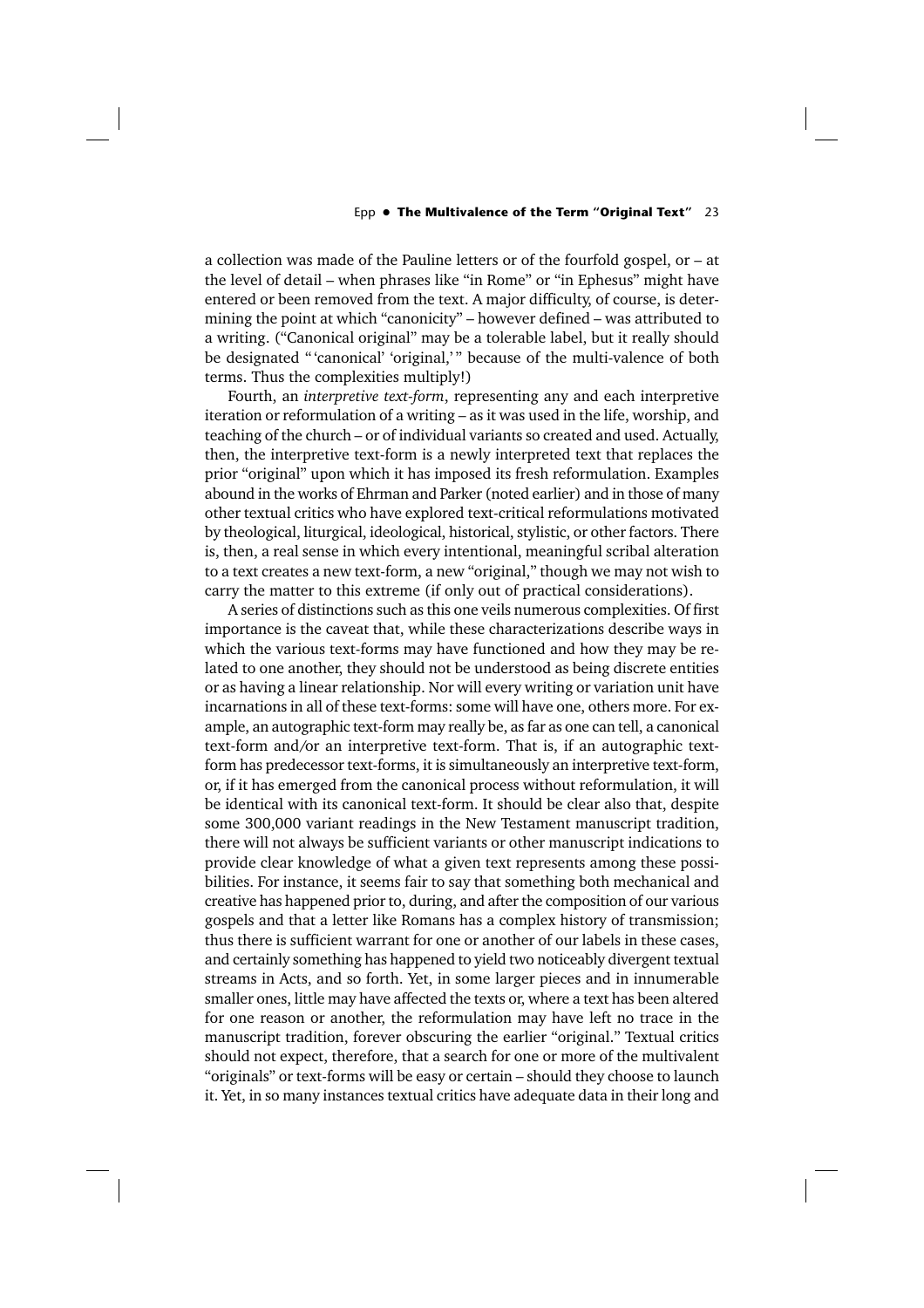a collection was made of the Pauline letters or of the fourfold gospel, or – at the level of detail – when phrases like "in Rome" or "in Ephesus" might have entered or been removed from the text. A major difficulty, of course, is determining the point at which "canonicity" – however defined – was attributed to a writing. ("Canonical original" may be a tolerable label, but it really should be designated "'canonical' 'original,'" because of the multi-valence of both terms. Thus the complexities multiply!)

Fourth, an *interpretive text-form*, representing any and each interpretive iteration or reformulation of a writing – as it was used in the life, worship, and teaching of the church – or of individual variants so created and used. Actually, then, the interpretive text-form is a newly interpreted text that replaces the prior "original" upon which it has imposed its fresh reformulation. Examples abound in the works of Ehrman and Parker (noted earlier) and in those of many other textual critics who have explored text-critical reformulations motivated by theological, liturgical, ideological, historical, stylistic, or other factors. There is, then, a real sense in which every intentional, meaningful scribal alteration to a text creates a new text-form, a new "original," though we may not wish to carry the matter to this extreme (if only out of practical considerations).

A series of distinctions such as this one veils numerous complexities. Of first importance is the caveat that, while these characterizations describe ways in which the various text-forms may have functioned and how they may be related to one another, they should not be understood as being discrete entities or as having a linear relationship. Nor will every writing or variation unit have incarnations in all of these text-forms: some will have one, others more. For example, an autographic text-form may really be, as far as one can tell, a canonical text-form and/or an interpretive text-form. That is, if an autographic text-form has predecessor text-forms, it is simultaneously an interpretive text-form, or, if it has emerged from the canonical process without reformulation, it will be identical with its canonical text-form. It should be clear also that, despite some 300,000 variant readings in the New Testament manuscript tradition, there will not always be sufficient variants or other manuscript indications to provide clear knowledge of what a given text represents among these possibilities. For instance, it seems fair to say that something both mechanical and creative has happened prior to, during, and after the composition of our various gospels and that a letter like Romans has a complex history of transmission; thus there is sufficient warrant for one or another of our labels in these cases, and certainly something has happened to yield two noticeably divergent textual streams in Acts, and so forth. Yet, in some larger pieces and in innumerable smaller ones, little may have affected the texts or, where a text has been altered for one reason or another, the reformulation may have left no trace in the manuscript tradition, forever obscuring the earlier "original." Textual critics should not expect, therefore, that a search for one or more of the multivalent "originals" or text-forms will be easy or certain – should they choose to launch it. Yet, in so many instances textual critics have adequate data in their long and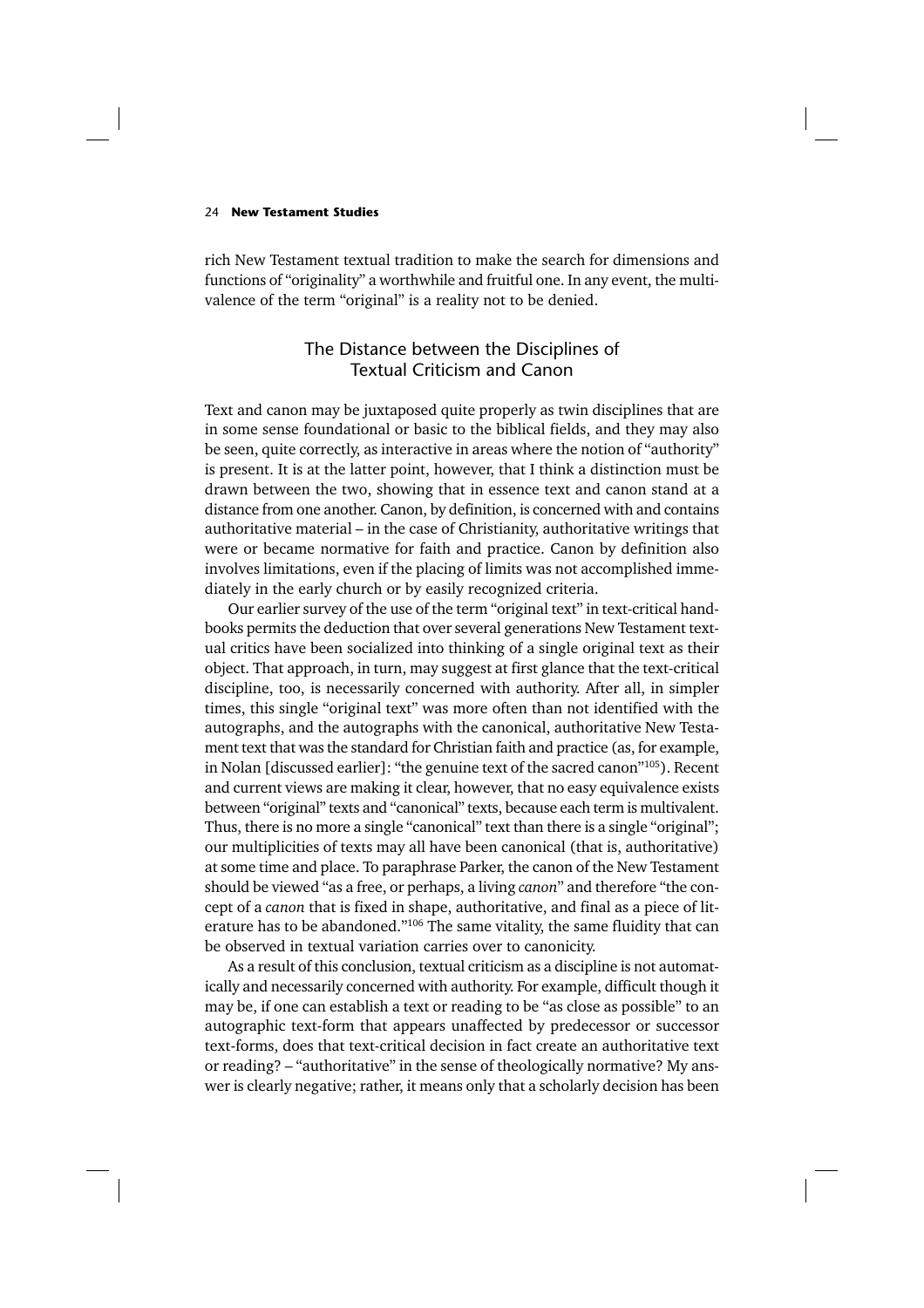rich New Testament textual tradition to make the search for dimensions and functions of "originality" a worthwhile and fruitful one. In any event, the multivalence of the term "original" is a reality not to be denied.

## The Distance between the Disciplines of Textual Criticism and Canon

Text and canon may be juxtaposed quite properly as twin disciplines that are in some sense foundational or basic to the biblical fields, and they may also be seen, quite correctly, as interactive in areas where the notion of "authority" is present. It is at the latter point, however, that I think a distinction must be drawn between the two, showing that in essence text and canon stand at a distance from one another. Canon, by definition, is concerned with and contains authoritative material – in the case of Christianity, authoritative writings that were or became normative for faith and practice. Canon by definition also involves limitations, even if the placing of limits was not accomplished immediately in the early church or by easily recognized criteria.

Our earlier survey of the use of the term "original text" in text-critical handbooks permits the deduction that over several generations New Testament textual critics have been socialized into thinking of a single original text as their object. That approach, in turn, may suggest at first glance that the text-critical discipline, too, is necessarily concerned with authority. After all, in simpler times, this single "original text" was more often than not identified with the autographs, and the autographs with the canonical, authoritative New Testament text that was the standard for Christian faith and practice (as, for example, in Nolan [discussed earlier]: "the genuine text of the sacred canon"[105]). Recent and current views are making it clear, however, that no easy equivalence exists between "original" texts and "canonical" texts, because each term is multivalent. Thus, there is no more a single "canonical" text than there is a single "original"; our multiplicities of texts may all have been canonical (that is, authoritative) at some time and place. To paraphrase Parker, the canon of the New Testament should be viewed "as a free, or perhaps, a living *canon*" and therefore "the concept of a *canon* that is fixed in shape, authoritative, and final as a piece of literature has to be abandoned."[106] The same vitality, the same fluidity that can be observed in textual variation carries over to canonicity.

As a result of this conclusion, textual criticism as a discipline is not automatically and necessarily concerned with authority. For example, difficult though it may be, if one can establish a text or reading to be "as close as possible" to an autographic text-form that appears unaffected by predecessor or successor text-forms, does that text-critical decision in fact create an authoritative text or reading? – "authoritative" in the sense of theologically normative? My answer is clearly negative; rather, it means only that a scholarly decision has been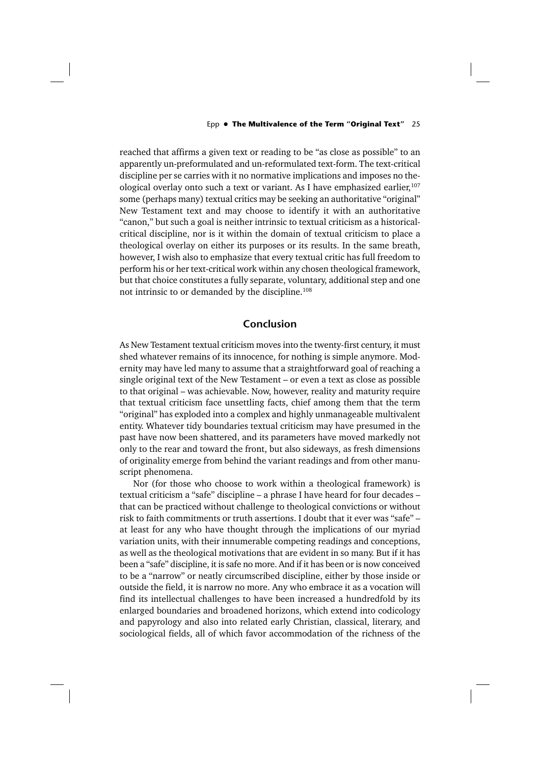reached that affirms a given text or reading to be "as close as possible" to an apparently un-preformulated and un-reformulated text-form. The text-critical discipline per se carries with it no normative implications and imposes no theological overlay onto such a text or variant. As I have emphasized earlier,[107] some (perhaps many) textual critics may be seeking an authoritative "original" New Testament text and may choose to identify it with an authoritative "canon," but such a goal is neither intrinsic to textual criticism as a historical-critical discipline, nor is it within the domain of textual criticism to place a theological overlay on either its purposes or its results. In the same breath, however, I wish also to emphasize that every textual critic has full freedom to perform his or her text-critical work within any chosen theological framework, but that choice constitutes a fully separate, voluntary, additional step and one not intrinsic to or demanded by the discipline.[108]

## Conclusion

As New Testament textual criticism moves into the twenty-first century, it must shed whatever remains of its innocence, for nothing is simple anymore. Modernity may have led many to assume that a straightforward goal of reaching a single original text of the New Testament – or even a text as close as possible to that original – was achievable. Now, however, reality and maturity require that textual criticism face unsettling facts, chief among them that the term "original" has exploded into a complex and highly unmanageable multivalent entity. Whatever tidy boundaries textual criticism may have presumed in the past have now been shattered, and its parameters have moved markedly not only to the rear and toward the front, but also sideways, as fresh dimensions of originality emerge from behind the variant readings and from other manuscript phenomena.

Nor (for those who choose to work within a theological framework) is textual criticism a "safe" discipline – a phrase I have heard for four decades – that can be practiced without challenge to theological convictions or without risk to faith commitments or truth assertions. I doubt that it ever was "safe" – at least for any who have thought through the implications of our myriad variation units, with their innumerable competing readings and conceptions, as well as the theological motivations that are evident in so many. But if it has been a "safe" discipline, it is safe no more. And if it has been or is now conceived to be a "narrow" or neatly circumscribed discipline, either by those inside or outside the field, it is narrow no more. Any who embrace it as a vocation will find its intellectual challenges to have been increased a hundredfold by its enlarged boundaries and broadened horizons, which extend into codicology and papyrology and also into related early Christian, classical, literary, and sociological fields, all of which favor accommodation of the richness of the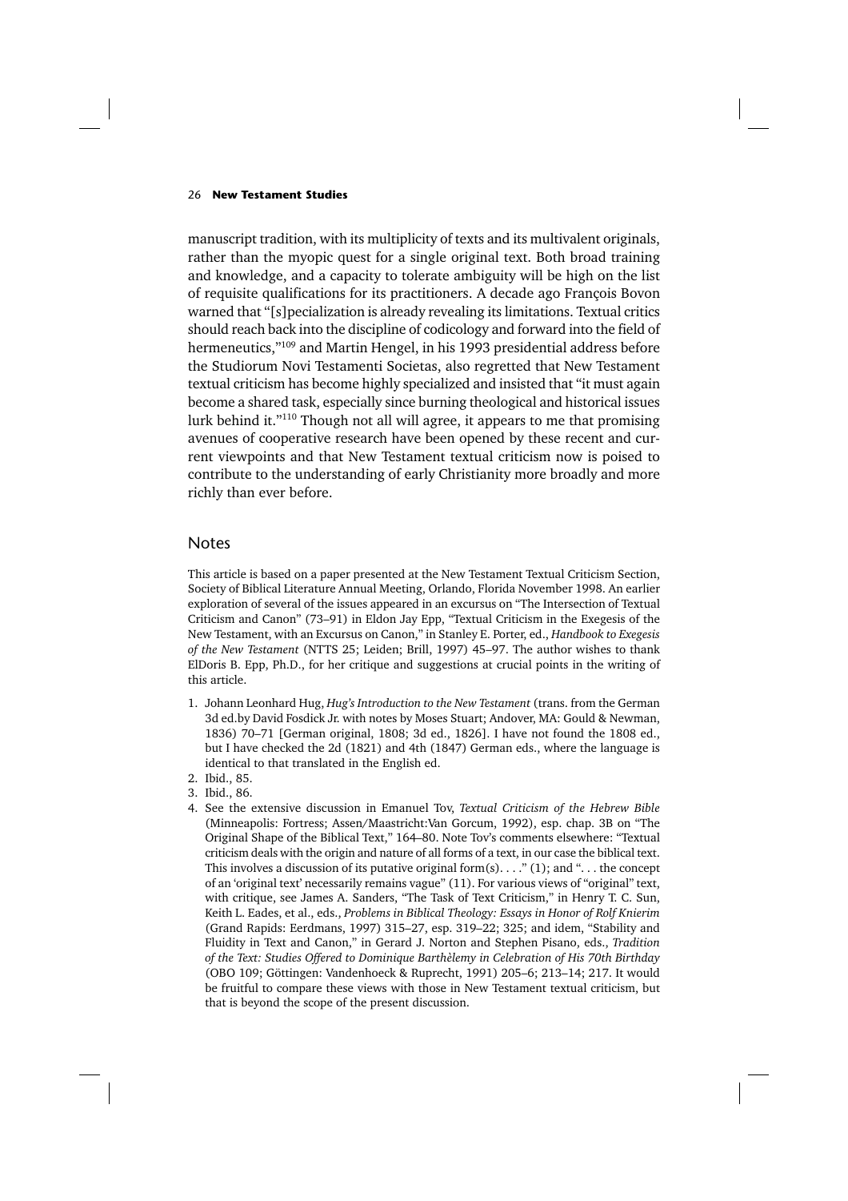manuscript tradition, with its multiplicity of texts and its multivalent originals, rather than the myopic quest for a single original text. Both broad training and knowledge, and a capacity to tolerate ambiguity will be high on the list of requisite qualifications for its practitioners. A decade ago François Bovon warned that "[s]pecialization is already revealing its limitations. Textual critics should reach back into the discipline of codicology and forward into the field of hermeneutics,"[109] and Martin Hengel, in his 1993 presidential address before the Studiorum Novi Testamenti Societas, also regretted that New Testament textual criticism has become highly specialized and insisted that "it must again become a shared task, especially since burning theological and historical issues lurk behind it."[110] Though not all will agree, it appears to me that promising avenues of cooperative research have been opened by these recent and current viewpoints and that New Testament textual criticism now is poised to contribute to the understanding of early Christianity more broadly and more richly than ever before.

## Notes

This article is based on a paper presented at the New Testament Textual Criticism Section, Society of Biblical Literature Annual Meeting, Orlando, Florida November 1998. An earlier exploration of several of the issues appeared in an excursus on "The Intersection of Textual Criticism and Canon" (73–91) in Eldon Jay Epp, "Textual Criticism in the Exegesis of the New Testament, with an Excursus on Canon," in Stanley E. Porter, ed., *Handbook to Exegesis of the New Testament* (NTTS 25; Leiden; Brill, 1997) 45–97. The author wishes to thank ElDoris B. Epp, Ph.D., for her critique and suggestions at crucial points in the writing of this article.

1. Johann Leonhard Hug, *Hug's Introduction to the New Testament* (trans. from the German 3d ed.by David Fosdick Jr. with notes by Moses Stuart; Andover, MA: Gould & Newman, 1836) 70–71 [German original, 1808; 3d ed., 1826]. I have not found the 1808 ed., but I have checked the 2d (1821) and 4th (1847) German eds., where the language is identical to that translated in the English ed.
2. Ibid., 85.
3. Ibid., 86.
4. See the extensive discussion in Emanuel Tov, *Textual Criticism of the Hebrew Bible* (Minneapolis: Fortress; Assen/Maastricht:Van Gorcum, 1992), esp. chap. 3B on "The Original Shape of the Biblical Text," 164–80. Note Tov's comments elsewhere: "Textual criticism deals with the origin and nature of all forms of a text, in our case the biblical text. This involves a discussion of its putative original form(s). . . ." (1); and ". . . the concept of an 'original text' necessarily remains vague" (11). For various views of "original" text, with critique, see James A. Sanders, "The Task of Text Criticism," in Henry T. C. Sun, Keith L. Eades, et al., eds., *Problems in Biblical Theology: Essays in Honor of Rolf Knierim* (Grand Rapids: Eerdmans, 1997) 315–27, esp. 319–22; 325; and idem, "Stability and Fluidity in Text and Canon," in Gerard J. Norton and Stephen Pisano, eds., *Tradition of the Text: Studies Offered to Dominique Barthèlemy in Celebration of His 70th Birthday* (OBO 109; Göttingen: Vandenhoeck & Ruprecht, 1991) 205–6; 213–14; 217. It would be fruitful to compare these views with those in New Testament textual criticism, but that is beyond the scope of the present discussion.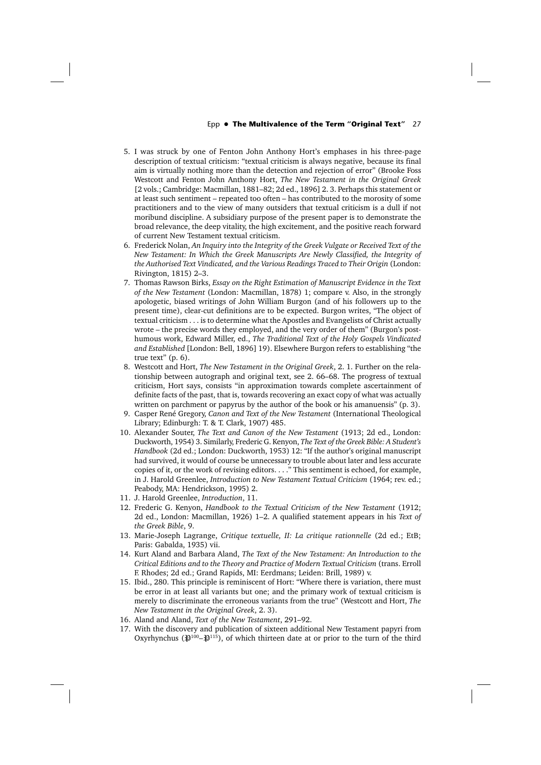5. I was struck by one of Fenton John Anthony Hort's emphases in his three-page description of textual criticism: "textual criticism is always negative, because its final aim is virtually nothing more than the detection and rejection of error" (Brooke Foss Westcott and Fenton John Anthony Hort, *The New Testament in the Original Greek* [2 vols.; Cambridge: Macmillan, 1881–82; 2d ed., 1896] 2. 3. Perhaps this statement or at least such sentiment – repeated too often – has contributed to the morosity of some practitioners and to the view of many outsiders that textual criticism is a dull if not moribund discipline. A subsidiary purpose of the present paper is to demonstrate the broad relevance, the deep vitality, the high excitement, and the positive reach forward of current New Testament textual criticism.
6. Frederick Nolan, *An Inquiry into the Integrity of the Greek Vulgate or Received Text of the New Testament: In Which the Greek Manuscripts Are Newly Classified, the Integrity of the Authorised Text Vindicated, and the Various Readings Traced to Their Origin* (London: Rivington, 1815) 2–3.
7. Thomas Rawson Birks, *Essay on the Right Estimation of Manuscript Evidence in the Text of the New Testament* (London: Macmillan, 1878) 1; compare v. Also, in the strongly apologetic, biased writings of John William Burgon (and of his followers up to the present time), clear-cut definitions are to be expected. Burgon writes, "The object of textual criticism . . . is to determine what the Apostles and Evangelists of Christ actually wrote – the precise words they employed, and the very order of them" (Burgon's posthumous work, Edward Miller, ed., *The Traditional Text of the Holy Gospels Vindicated and Established* [London: Bell, 1896] 19). Elsewhere Burgon refers to establishing "the true text" (p. 6).
8. Westcott and Hort, *The New Testament in the Original Greek*, 2. 1. Further on the relationship between autograph and original text, see 2. 66–68. The progress of textual criticism, Hort says, consists "in approximation towards complete ascertainment of definite facts of the past, that is, towards recovering an exact copy of what was actually written on parchment or papyrus by the author of the book or his amanuensis" (p. 3).
9. Casper René Gregory, *Canon and Text of the New Testament* (International Theological Library; Edinburgh: T. & T. Clark, 1907) 485.
10. Alexander Souter, *The Text and Canon of the New Testament* (1913; 2d ed., London: Duckworth, 1954) 3. Similarly, Frederic G. Kenyon, *The Text of the Greek Bible: A Student's Handbook* (2d ed.; London: Duckworth, 1953) 12: "If the author's original manuscript had survived, it would of course be unnecessary to trouble about later and less accurate copies of it, or the work of revising editors. . . ." This sentiment is echoed, for example, in J. Harold Greenlee, *Introduction to New Testament Textual Criticism* (1964; rev. ed.; Peabody, MA: Hendrickson, 1995) 2.
11. J. Harold Greenlee, *Introduction*, 11.
12. Frederic G. Kenyon, *Handbook to the Textual Criticism of the New Testament* (1912; 2d ed., London: Macmillan, 1926) 1–2. A qualified statement appears in his *Text of the Greek Bible*, 9.
13. Marie-Joseph Lagrange, *Critique textuelle, II: La critique rationnelle* (2d ed.; EtB; Paris: Gabalda, 1935) vii.
14. Kurt Aland and Barbara Aland, *The Text of the New Testament: An Introduction to the Critical Editions and to the Theory and Practice of Modern Textual Criticism* (trans. Erroll F. Rhodes; 2d ed.; Grand Rapids, MI: Eerdmans; Leiden: Brill, 1989) v.
15. Ibid., 280. This principle is reminiscent of Hort: "Where there is variation, there must be error in at least all variants but one; and the primary work of textual criticism is merely to discriminate the erroneous variants from the true" (Westcott and Hort, *The New Testament in the Original Greek*, 2. 3).
16. Aland and Aland, *Text of the New Testament*, 291–92.
17. With the discovery and publication of sixteen additional New Testament papyri from Oxyrhynchus ($\mathfrak{P}^{100}$–$\mathfrak{P}^{115}$), of which thirteen date at or prior to the turn of the third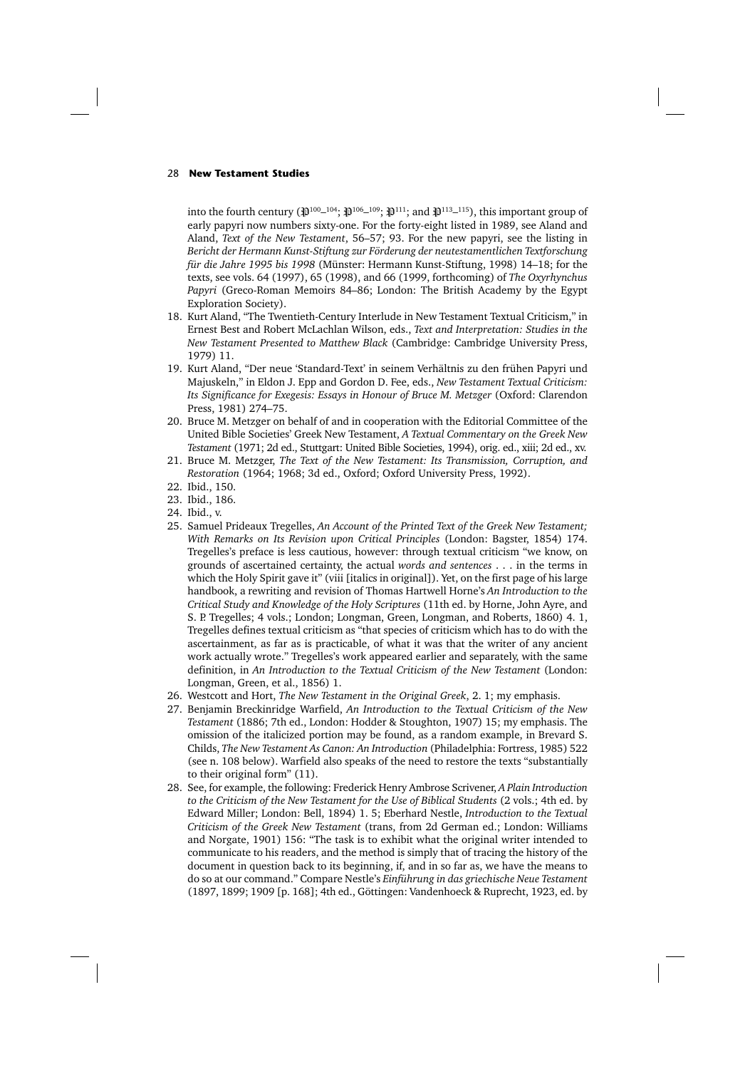into the fourth century (𝔓$^{100-104}$; 𝔓$^{106-109}$; 𝔓$^{111}$; and 𝔓$^{113-115}$), this important group of early papyri now numbers sixty-one. For the forty-eight listed in 1989, see Aland and Aland, *Text of the New Testament*, 56–57; 93. For the new papyri, see the listing in *Bericht der Hermann Kunst-Stiftung zur Förderung der neutestamentlichen Textforschung für die Jahre 1995 bis 1998* (Münster: Hermann Kunst-Stiftung, 1998) 14–18; for the texts, see vols. 64 (1997), 65 (1998), and 66 (1999, forthcoming) of *The Oxyrhynchus Papyri* (Greco-Roman Memoirs 84–86; London: The British Academy by the Egypt Exploration Society).

18. Kurt Aland, "The Twentieth-Century Interlude in New Testament Textual Criticism," in Ernest Best and Robert McLachlan Wilson, eds., *Text and Interpretation: Studies in the New Testament Presented to Matthew Black* (Cambridge: Cambridge University Press, 1979) 11.
19. Kurt Aland, "Der neue 'Standard-Text' in seinem Verhältnis zu den frühen Papyri und Majuskeln," in Eldon J. Epp and Gordon D. Fee, eds., *New Testament Textual Criticism: Its Significance for Exegesis: Essays in Honour of Bruce M. Metzger* (Oxford: Clarendon Press, 1981) 274–75.
20. Bruce M. Metzger on behalf of and in cooperation with the Editorial Committee of the United Bible Societies' Greek New Testament, *A Textual Commentary on the Greek New Testament* (1971; 2d ed., Stuttgart: United Bible Societies, 1994), orig. ed., xiii; 2d ed., xv.
21. Bruce M. Metzger, *The Text of the New Testament: Its Transmission, Corruption, and Restoration* (1964; 1968; 3d ed., Oxford; Oxford University Press, 1992).
22. Ibid., 150.
23. Ibid., 186.
24. Ibid., v.
25. Samuel Prideaux Tregelles, *An Account of the Printed Text of the Greek New Testament; With Remarks on Its Revision upon Critical Principles* (London: Bagster, 1854) 174. Tregelles's preface is less cautious, however: through textual criticism "we know, on grounds of ascertained certainty, the actual *words and sentences* . . . in the terms in which the Holy Spirit gave it" (viii [italics in original]). Yet, on the first page of his large handbook, a rewriting and revision of Thomas Hartwell Horne's *An Introduction to the Critical Study and Knowledge of the Holy Scriptures* (11th ed. by Horne, John Ayre, and S. P. Tregelles; 4 vols.; London; Longman, Green, Longman, and Roberts, 1860) 4. 1, Tregelles defines textual criticism as "that species of criticism which has to do with the ascertainment, as far as is practicable, of what it was that the writer of any ancient work actually wrote." Tregelles's work appeared earlier and separately, with the same definition, in *An Introduction to the Textual Criticism of the New Testament* (London: Longman, Green, et al., 1856) 1.
26. Westcott and Hort, *The New Testament in the Original Greek*, 2. 1; my emphasis.
27. Benjamin Breckinridge Warfield, *An Introduction to the Textual Criticism of the New Testament* (1886; 7th ed., London: Hodder & Stoughton, 1907) 15; my emphasis. The omission of the italicized portion may be found, as a random example, in Brevard S. Childs, *The New Testament As Canon: An Introduction* (Philadelphia: Fortress, 1985) 522 (see n. 108 below). Warfield also speaks of the need to restore the texts "substantially to their original form" (11).
28. See, for example, the following: Frederick Henry Ambrose Scrivener, *A Plain Introduction to the Criticism of the New Testament for the Use of Biblical Students* (2 vols.; 4th ed. by Edward Miller; London: Bell, 1894) 1. 5; Eberhard Nestle, *Introduction to the Textual Criticism of the Greek New Testament* (trans, from 2d German ed.; London: Williams and Norgate, 1901) 156: "The task is to exhibit what the original writer intended to communicate to his readers, and the method is simply that of tracing the history of the document in question back to its beginning, if, and in so far as, we have the means to do so at our command." Compare Nestle's *Einführung in das griechische Neue Testament* (1897, 1899; 1909 [p. 168]; 4th ed., Göttingen: Vandenhoeck & Ruprecht, 1923, ed. by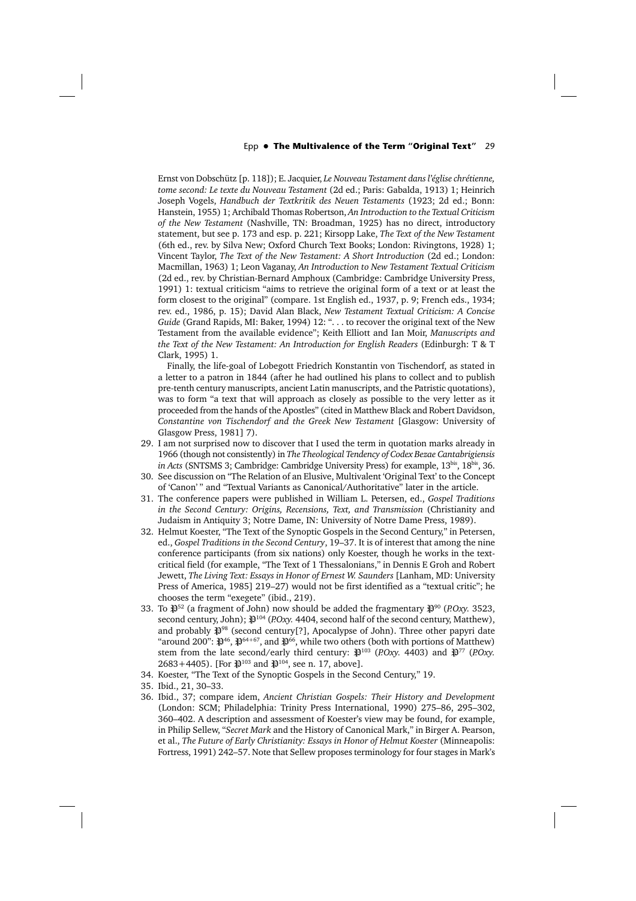Ernst von Dobschütz [p. 118]); E. Jacquier, *Le Nouveau Testament dans l'église chrétienne, tome second: Le texte du Nouveau Testament* (2d ed.; Paris: Gabalda, 1913) 1; Heinrich Joseph Vogels, *Handbuch der Textkritik des Neuen Testaments* (1923; 2d ed.; Bonn: Hanstein, 1955) 1; Archibald Thomas Robertson, *An Introduction to the Textual Criticism of the New Testament* (Nashville, TN: Broadman, 1925) has no direct, introductory statement, but see p. 173 and esp. p. 221; Kirsopp Lake, *The Text of the New Testament* (6th ed., rev. by Silva New; Oxford Church Text Books; London: Rivingtons, 1928) 1; Vincent Taylor, *The Text of the New Testament: A Short Introduction* (2d ed.; London: Macmillan, 1963) 1; Leon Vaganay, *An Introduction to New Testament Textual Criticism* (2d ed., rev. by Christian-Bernard Amphoux (Cambridge: Cambridge University Press, 1991) 1: textual criticism "aims to retrieve the original form of a text or at least the form closest to the original" (compare. 1st English ed., 1937, p. 9; French eds., 1934; rev. ed., 1986, p. 15); David Alan Black, *New Testament Textual Criticism: A Concise Guide* (Grand Rapids, MI: Baker, 1994) 12: ". . . to recover the original text of the New Testament from the available evidence"; Keith Elliott and Ian Moir, *Manuscripts and the Text of the New Testament: An Introduction for English Readers* (Edinburgh: T & T Clark, 1995) 1.

Finally, the life-goal of Lobegott Friedrich Konstantin von Tischendorf, as stated in a letter to a patron in 1844 (after he had outlined his plans to collect and to publish pre-tenth century manuscripts, ancient Latin manuscripts, and the Patristic quotations), was to form "a text that will approach as closely as possible to the very letter as it proceeded from the hands of the Apostles" (cited in Matthew Black and Robert Davidson, *Constantine von Tischendorf and the Greek New Testament* [Glasgow: University of Glasgow Press, 1981] 7).

29. I am not surprised now to discover that I used the term in quotation marks already in 1966 (though not consistently) in *The Theological Tendency of Codex Bezae Cantabrigiensis in Acts* (SNTSMS 3; Cambridge: Cambridge University Press) for example, 13^bis, 18^bis, 36.
30. See discussion on "The Relation of an Elusive, Multivalent 'Original Text' to the Concept of 'Canon' " and "Textual Variants as Canonical/Authoritative" later in the article.
31. The conference papers were published in William L. Petersen, ed., *Gospel Traditions in the Second Century: Origins, Recensions, Text, and Transmission* (Christianity and Judaism in Antiquity 3; Notre Dame, IN: University of Notre Dame Press, 1989).
32. Helmut Koester, "The Text of the Synoptic Gospels in the Second Century," in Petersen, ed., *Gospel Traditions in the Second Century*, 19–37. It is of interest that among the nine conference participants (from six nations) only Koester, though he works in the text-critical field (for example, "The Text of 1 Thessalonians," in Dennis E Groh and Robert Jewett, *The Living Text: Essays in Honor of Ernest W. Saunders* [Lanham, MD: University Press of America, 1985] 219–27) would not be first identified as a "textual critic"; he chooses the term "exegete" (ibid., 219).
33. To 𝔓52 (a fragment of John) now should be added the fragmentary 𝔓90 (*P.Oxy.* 3523, second century, John); 𝔓104 (*P.Oxy.* 4404, second half of the second century, Matthew), and probably 𝔓98 (second century[?], Apocalypse of John). Three other papyri date "around 200": 𝔓46, 𝔓64+67, and 𝔓66, while two others (both with portions of Matthew) stem from the late second/early third century: 𝔓103 (*P.Oxy.* 4403) and 𝔓77 (*P.Oxy.* 2683+4405). [For 𝔓103 and 𝔓104, see n. 17, above].
34. Koester, "The Text of the Synoptic Gospels in the Second Century," 19.
35. Ibid., 21, 30–33.
36. Ibid., 37; compare idem, *Ancient Christian Gospels: Their History and Development* (London: SCM; Philadelphia: Trinity Press International, 1990) 275–86, 295–302, 360–402. A description and assessment of Koester's view may be found, for example, in Philip Sellew, "*Secret Mark* and the History of Canonical Mark," in Birger A. Pearson, et al., *The Future of Early Christianity: Essays in Honor of Helmut Koester* (Minneapolis: Fortress, 1991) 242–57. Note that Sellew proposes terminology for four stages in Mark's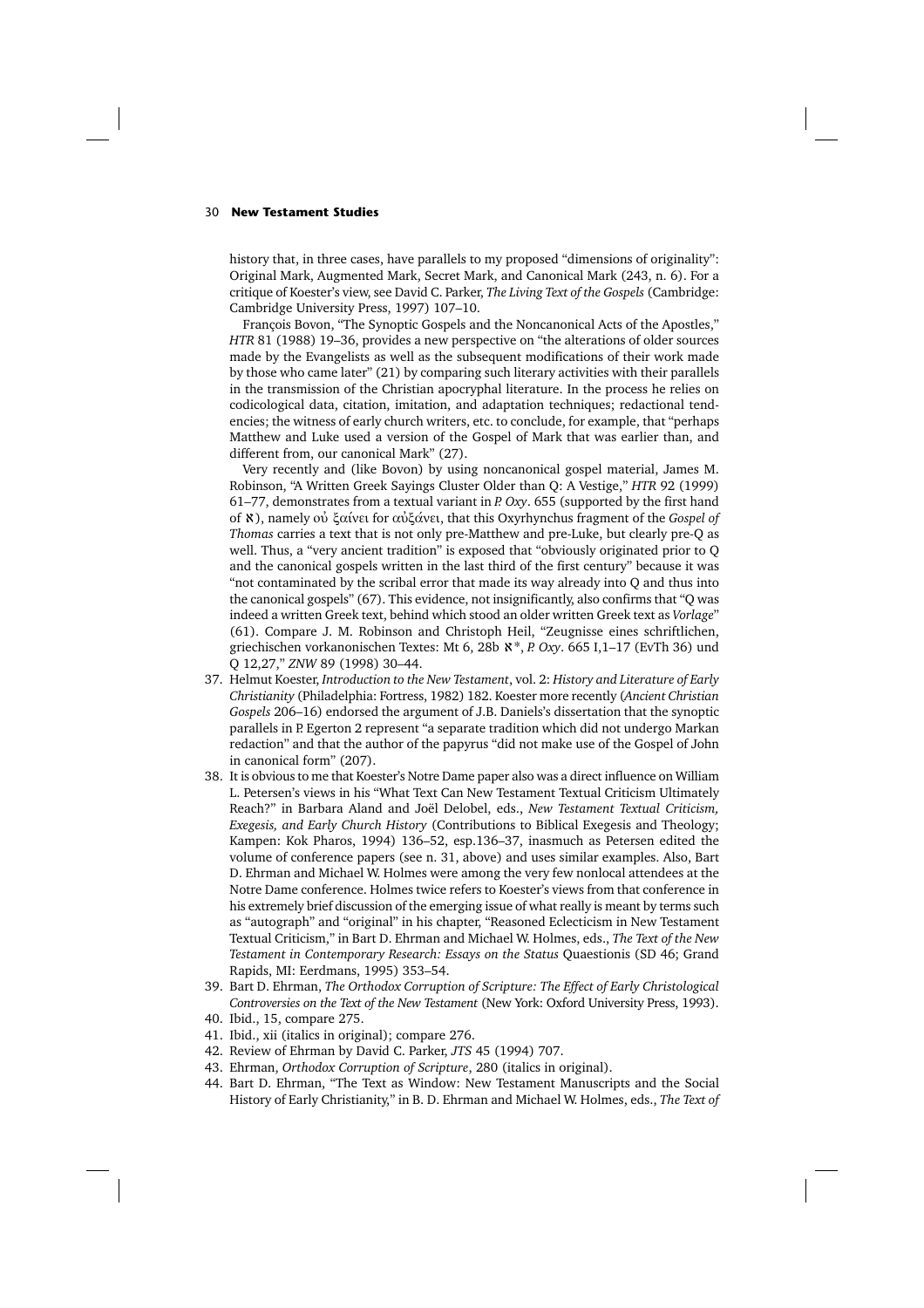history that, in three cases, have parallels to my proposed "dimensions of originality": Original Mark, Augmented Mark, Secret Mark, and Canonical Mark (243, n. 6). For a critique of Koester's view, see David C. Parker, *The Living Text of the Gospels* (Cambridge: Cambridge University Press, 1997) 107–10.

François Bovon, "The Synoptic Gospels and the Noncanonical Acts of the Apostles," *HTR* 81 (1988) 19–36, provides a new perspective on "the alterations of older sources made by the Evangelists as well as the subsequent modifications of their work made by those who came later" (21) by comparing such literary activities with their parallels in the transmission of the Christian apocryphal literature. In the process he relies on codicological data, citation, imitation, and adaptation techniques; redactional tendencies; the witness of early church writers, etc. to conclude, for example, that "perhaps Matthew and Luke used a version of the Gospel of Mark that was earlier than, and different from, our canonical Mark" (27).

Very recently and (like Bovon) by using noncanonical gospel material, James M. Robinson, "A Written Greek Sayings Cluster Older than Q: A Vestige," *HTR* 92 (1999) 61–77, demonstrates from a textual variant in *P. Oxy*. 655 (supported by the first hand of ℵ), namely οὐ ξαίνει for αὐξάνει, that this Oxyrhynchus fragment of the *Gospel of Thomas* carries a text that is not only pre-Matthew and pre-Luke, but clearly pre-Q as well. Thus, a "very ancient tradition" is exposed that "obviously originated prior to Q and the canonical gospels written in the last third of the first century" because it was "not contaminated by the scribal error that made its way already into Q and thus into the canonical gospels" (67). This evidence, not insignificantly, also confirms that "Q was indeed a written Greek text, behind which stood an older written Greek text as *Vorlage*" (61). Compare J. M. Robinson and Christoph Heil, "Zeugnisse eines schriftlichen, griechischen vorkanonischen Textes: Mt 6, 28b ℵ*, *P. Oxy*. 665 I,1–17 (EvTh 36) und Q 12,27," *ZNW* 89 (1998) 30–44.

37. Helmut Koester, *Introduction to the New Testament*, vol. 2: *History and Literature of Early Christianity* (Philadelphia: Fortress, 1982) 182. Koester more recently (*Ancient Christian Gospels* 206–16) endorsed the argument of J.B. Daniels's dissertation that the synoptic parallels in P. Egerton 2 represent "a separate tradition which did not undergo Markan redaction" and that the author of the papyrus "did not make use of the Gospel of John in canonical form" (207).
38. It is obvious to me that Koester's Notre Dame paper also was a direct influence on William L. Petersen's views in his "What Text Can New Testament Textual Criticism Ultimately Reach?" in Barbara Aland and Joël Delobel, eds., *New Testament Textual Criticism, Exegesis, and Early Church History* (Contributions to Biblical Exegesis and Theology; Kampen: Kok Pharos, 1994) 136–52, esp.136–37, inasmuch as Petersen edited the volume of conference papers (see n. 31, above) and uses similar examples. Also, Bart D. Ehrman and Michael W. Holmes were among the very few nonlocal attendees at the Notre Dame conference. Holmes twice refers to Koester's views from that conference in his extremely brief discussion of the emerging issue of what really is meant by terms such as "autograph" and "original" in his chapter, "Reasoned Eclecticism in New Testament Textual Criticism," in Bart D. Ehrman and Michael W. Holmes, eds., *The Text of the New Testament in Contemporary Research: Essays on the Status* Quaestionis (SD 46; Grand Rapids, MI: Eerdmans, 1995) 353–54.
39. Bart D. Ehrman, *The Orthodox Corruption of Scripture: The Effect of Early Christological Controversies on the Text of the New Testament* (New York: Oxford University Press, 1993).
40. Ibid., 15, compare 275.
41. Ibid., xii (italics in original); compare 276.
42. Review of Ehrman by David C. Parker, *JTS* 45 (1994) 707.
43. Ehrman, *Orthodox Corruption of Scripture*, 280 (italics in original).
44. Bart D. Ehrman, "The Text as Window: New Testament Manuscripts and the Social History of Early Christianity," in B. D. Ehrman and Michael W. Holmes, eds., *The Text of*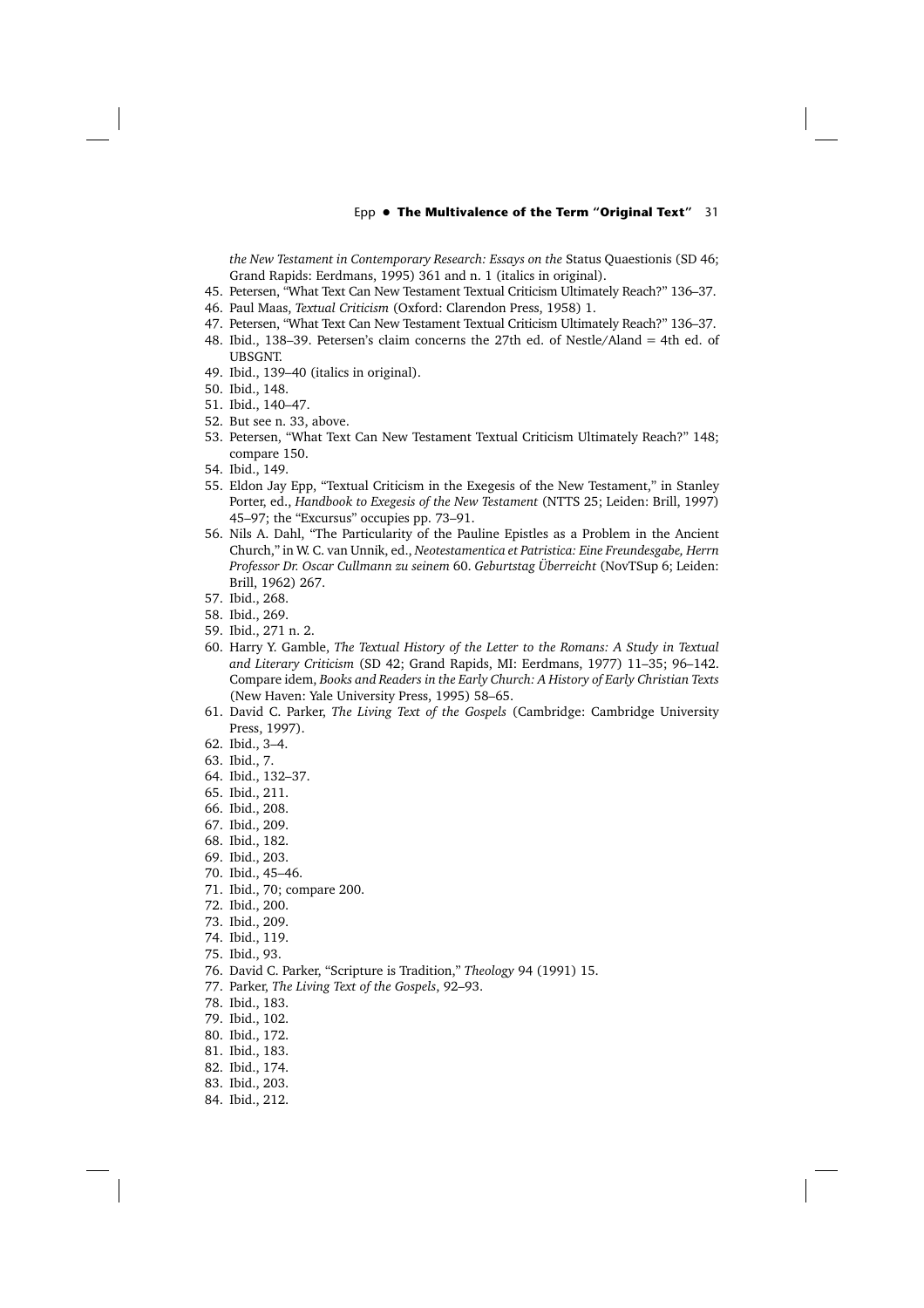*the New Testament in Contemporary Research: Essays on the* Status Quaestionis (SD 46; Grand Rapids: Eerdmans, 1995) 361 and n. 1 (italics in original).

45. Petersen, "What Text Can New Testament Textual Criticism Ultimately Reach?" 136–37.
46. Paul Maas, *Textual Criticism* (Oxford: Clarendon Press, 1958) 1.
47. Petersen, "What Text Can New Testament Textual Criticism Ultimately Reach?" 136–37.
48. Ibid., 138–39. Petersen's claim concerns the 27th ed. of Nestle/Aland = 4th ed. of UBSGNT.
49. Ibid., 139–40 (italics in original).
50. Ibid., 148.
51. Ibid., 140–47.
52. But see n. 33, above.
53. Petersen, "What Text Can New Testament Textual Criticism Ultimately Reach?" 148; compare 150.
54. Ibid., 149.
55. Eldon Jay Epp, "Textual Criticism in the Exegesis of the New Testament," in Stanley Porter, ed., *Handbook to Exegesis of the New Testament* (NTTS 25; Leiden: Brill, 1997) 45–97; the "Excursus" occupies pp. 73–91.
56. Nils A. Dahl, "The Particularity of the Pauline Epistles as a Problem in the Ancient Church," in W. C. van Unnik, ed., *Neotestamentica et Patristica: Eine Freundesgabe, Herrn Professor Dr. Oscar Cullmann zu seinem* 60. *Geburtstag Überreicht* (NovTSup 6; Leiden: Brill, 1962) 267.
57. Ibid., 268.
58. Ibid., 269.
59. Ibid., 271 n. 2.
60. Harry Y. Gamble, *The Textual History of the Letter to the Romans: A Study in Textual and Literary Criticism* (SD 42; Grand Rapids, MI: Eerdmans, 1977) 11–35; 96–142. Compare idem, *Books and Readers in the Early Church: A History of Early Christian Texts* (New Haven: Yale University Press, 1995) 58–65.
61. David C. Parker, *The Living Text of the Gospels* (Cambridge: Cambridge University Press, 1997).
62. Ibid., 3–4.
63. Ibid., 7.
64. Ibid., 132–37.
65. Ibid., 211.
66. Ibid., 208.
67. Ibid., 209.
68. Ibid., 182.
69. Ibid., 203.
70. Ibid., 45–46.
71. Ibid., 70; compare 200.
72. Ibid., 200.
73. Ibid., 209.
74. Ibid., 119.
75. Ibid., 93.
76. David C. Parker, "Scripture is Tradition," *Theology* 94 (1991) 15.
77. Parker, *The Living Text of the Gospels*, 92–93.
78. Ibid., 183.
79. Ibid., 102.
80. Ibid., 172.
81. Ibid., 183.
82. Ibid., 174.
83. Ibid., 203.
84. Ibid., 212.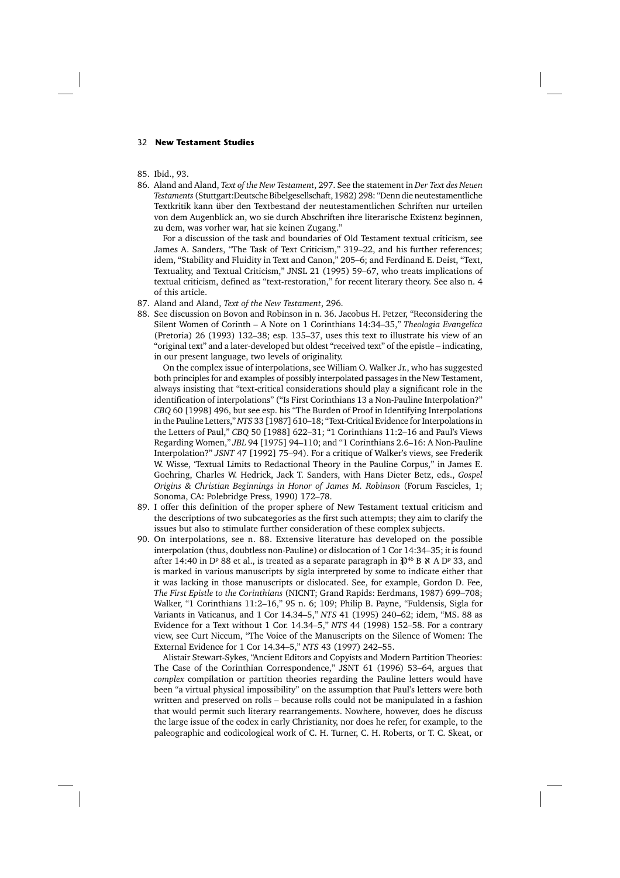85. Ibid., 93.

86. Aland and Aland, *Text of the New Testament*, 297. See the statement in *Der Text des Neuen Testaments* (Stuttgart:Deutsche Bibelgesellschaft, 1982) 298: "Denn die neutestamentliche Textkritik kann über den Textbestand der neutestamentlichen Schriften nur urteilen von dem Augenblick an, wo sie durch Abschriften ihre literarische Existenz beginnen, zu dem, was vorher war, hat sie keinen Zugang."

    For a discussion of the task and boundaries of Old Testament textual criticism, see James A. Sanders, "The Task of Text Criticism," 319–22, and his further references; idem, "Stability and Fluidity in Text and Canon," 205–6; and Ferdinand E. Deist, "Text, Textuality, and Textual Criticism," JNSL 21 (1995) 59–67, who treats implications of textual criticism, defined as "text-restoration," for recent literary theory. See also n. 4 of this article.

87. Aland and Aland, *Text of the New Testament*, 296.

88. See discussion on Bovon and Robinson in n. 36. Jacobus H. Petzer, "Reconsidering the Silent Women of Corinth – A Note on 1 Corinthians 14:34–35," *Theologia Evangelica* (Pretoria) 26 (1993) 132–38; esp. 135–37, uses this text to illustrate his view of an "original text" and a later-developed but oldest "received text" of the epistle – indicating, in our present language, two levels of originality.

    On the complex issue of interpolations, see William O. Walker Jr., who has suggested both principles for and examples of possibly interpolated passages in the New Testament, always insisting that "text-critical considerations should play a significant role in the identification of interpolations" ("Is First Corinthians 13 a Non-Pauline Interpolation?" *CBQ* 60 [1998] 496, but see esp. his "The Burden of Proof in Identifying Interpolations in the Pauline Letters," *NTS* 33 [1987] 610–18; "Text-Critical Evidence for Interpolations in the Letters of Paul," *CBQ* 50 [1988] 622–31; "1 Corinthians 11:2–16 and Paul's Views Regarding Women," *JBL* 94 [1975] 94–110; and "1 Corinthians 2.6–16: A Non-Pauline Interpolation?" *JSNT* 47 [1992] 75–94). For a critique of Walker's views, see Frederik W. Wisse, 'Textual Limits to Redactional Theory in the Pauline Corpus," in James E. Goehring, Charles W. Hedrick, Jack T. Sanders, with Hans Dieter Betz, eds., *Gospel Origins & Christian Beginnings in Honor of James M. Robinson* (Forum Fascicles, 1; Sonoma, CA: Polebridge Press, 1990) 172–78.

89. I offer this definition of the proper sphere of New Testament textual criticism and the descriptions of two subcategories as the first such attempts; they aim to clarify the issues but also to stimulate further consideration of these complex subjects.

90. On interpolations, see n. 88. Extensive literature has developed on the possible interpolation (thus, doubtless non-Pauline) or dislocation of 1 Cor 14:34–35; it is found after 14:40 in D^p 88 et al., is treated as a separate paragraph in 𝔓⁴⁶ B ℵ A D^p 33, and is marked in various manuscripts by sigla interpreted by some to indicate either that it was lacking in those manuscripts or dislocated. See, for example, Gordon D. Fee, *The First Epistle to the Corinthians* (NICNT; Grand Rapids: Eerdmans, 1987) 699–708; Walker, "1 Corinthians 11:2–16," 95 n. 6; 109; Philip B. Payne, "Fuldensis, Sigla for Variants in Vaticanus, and 1 Cor 14.34–5," *NTS* 41 (1995) 240–62; idem, "MS. 88 as Evidence for a Text without 1 Cor. 14.34–5," *NTS* 44 (1998) 152–58. For a contrary view, see Curt Niccum, "The Voice of the Manuscripts on the Silence of Women: The External Evidence for 1 Cor 14.34–5," *NTS* 43 (1997) 242–55.

    Alistair Stewart-Sykes, "Ancient Editors and Copyists and Modern Partition Theories: The Case of the Corinthian Correspondence," JSNT 61 (1996) 53–64, argues that *complex* compilation or partition theories regarding the Pauline letters would have been "a virtual physical impossibility" on the assumption that Paul's letters were both written and preserved on rolls – because rolls could not be manipulated in a fashion that would permit such literary rearrangements. Nowhere, however, does he discuss the large issue of the codex in early Christianity, nor does he refer, for example, to the paleographic and codicological work of C. H. Turner, C. H. Roberts, or T. C. Skeat, or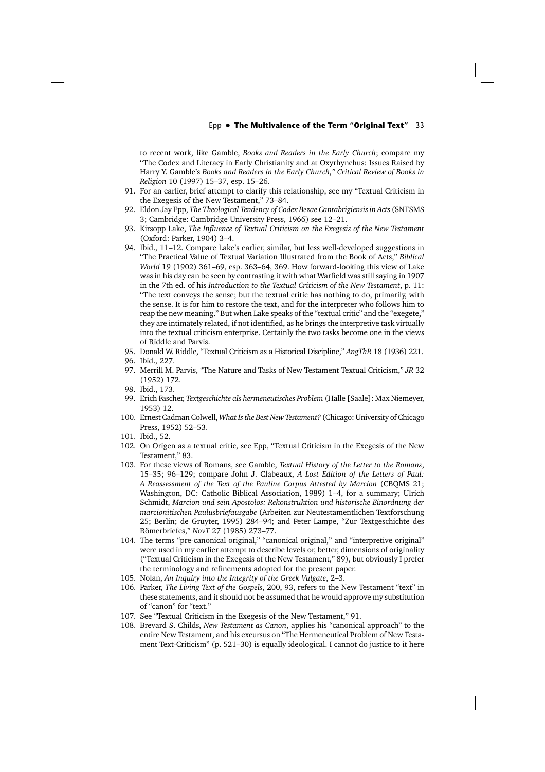to recent work, like Gamble, *Books and Readers in the Early Church*; compare my "The Codex and Literacy in Early Christianity and at Oxyrhynchus: Issues Raised by Harry Y. Gamble's *Books and Readers in the Early Church," Critical Review of Books in Religion* 10 (1997) 15–37, esp. 15–26.

91. For an earlier, brief attempt to clarify this relationship, see my "Textual Criticism in the Exegesis of the New Testament," 73–84.
92. Eldon Jay Epp, *The Theological Tendency of Codex Bezae Cantabrigiensis in Acts* (SNTSMS 3; Cambridge: Cambridge University Press, 1966) see 12–21.
93. Kirsopp Lake, *The Influence of Textual Criticism on the Exegesis of the New Testament* (Oxford: Parker, 1904) 3–4.
94. Ibid., 11–12. Compare Lake's earlier, similar, but less well-developed suggestions in "The Practical Value of Textual Variation Illustrated from the Book of Acts," *Biblical World* 19 (1902) 361–69, esp. 363–64, 369. How forward-looking this view of Lake was in his day can be seen by contrasting it with what Warfield was still saying in 1907 in the 7th ed. of his *Introduction to the Textual Criticism of the New Testament*, p. 11: "The text conveys the sense; but the textual critic has nothing to do, primarily, with the sense. It is for him to restore the text, and for the interpreter who follows him to reap the new meaning." But when Lake speaks of the "textual critic" and the "exegete," they are intimately related, if not identified, as he brings the interpretive task virtually into the textual criticism enterprise. Certainly the two tasks become one in the views of Riddle and Parvis.
95. Donald W. Riddle, "Textual Criticism as a Historical Discipline," *AngThR* 18 (1936) 221.
96. Ibid., 227.
97. Merrill M. Parvis, "The Nature and Tasks of New Testament Textual Criticism," *JR* 32 (1952) 172.
98. Ibid., 173.
99. Erich Fascher, *Textgeschichte als hermeneutisches Problem* (Halle [Saale]: Max Niemeyer, 1953) 12.
100. Ernest Cadman Colwell, *What Is the Best New Testament?* (Chicago: University of Chicago Press, 1952) 52–53.
101. Ibid., 52.
102. On Origen as a textual critic, see Epp, "Textual Criticism in the Exegesis of the New Testament," 83.
103. For these views of Romans, see Gamble, *Textual History of the Letter to the Romans*, 15–35; 96–129; compare John J. Clabeaux, *A Lost Edition of the Letters of Paul: A Reassessment of the Text of the Pauline Corpus Attested by Marcion* (CBQMS 21; Washington, DC: Catholic Biblical Association, 1989) 1–4, for a summary; Ulrich Schmidt, *Marcion und sein Apostolos: Rekonstruktion und historische Einordnung der marcionitischen Paulusbriefausgabe* (Arbeiten zur Neutestamentlichen Textforschung 25; Berlin; de Gruyter, 1995) 284–94; and Peter Lampe, "Zur Textgeschichte des Römerbriefes," *NovT* 27 (1985) 273–77.
104. The terms "pre-canonical original," "canonical original," and "interpretive original" were used in my earlier attempt to describe levels or, better, dimensions of originality ("Textual Criticism in the Exegesis of the New Testament," 89), but obviously I prefer the terminology and refinements adopted for the present paper.
105. Nolan, *An Inquiry into the Integrity of the Greek Vulgate*, 2–3.
106. Parker, *The Living Text of the Gospels*, 200, 93, refers to the New Testament "text" in these statements, and it should not be assumed that he would approve my substitution of "canon" for "text."
107. See "Textual Criticism in the Exegesis of the New Testament," 91.
108. Brevard S. Childs, *New Testament as Canon*, applies his "canonical approach" to the entire New Testament, and his excursus on "The Hermeneutical Problem of New Testament Text-Criticism" (p. 521–30) is equally ideological. I cannot do justice to it here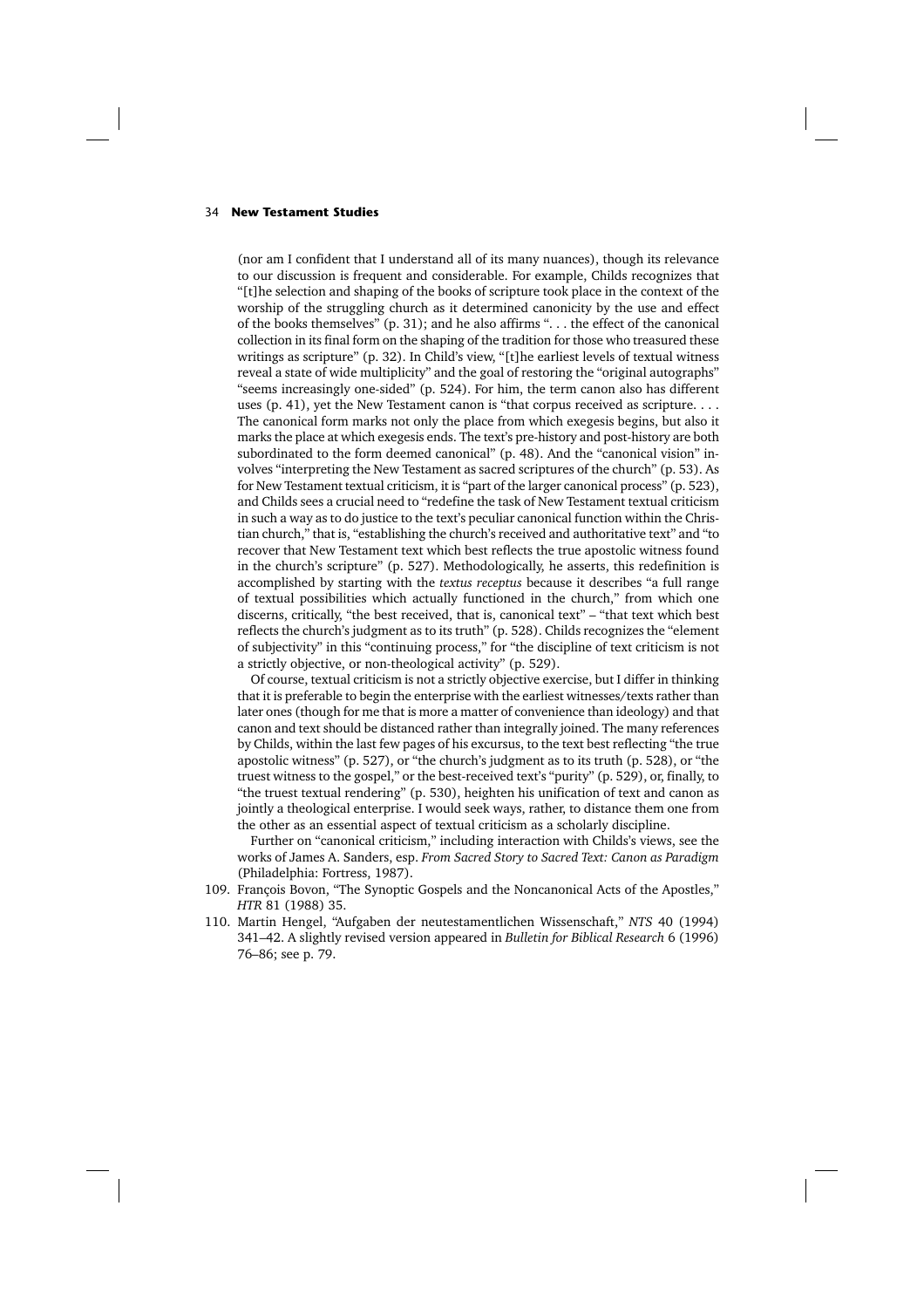(nor am I confident that I understand all of its many nuances), though its relevance to our discussion is frequent and considerable. For example, Childs recognizes that "[t]he selection and shaping of the books of scripture took place in the context of the worship of the struggling church as it determined canonicity by the use and effect of the books themselves" (p. 31); and he also affirms ". . . the effect of the canonical collection in its final form on the shaping of the tradition for those who treasured these writings as scripture" (p. 32). In Child's view, "[t]he earliest levels of textual witness reveal a state of wide multiplicity" and the goal of restoring the "original autographs" "seems increasingly one-sided" (p. 524). For him, the term canon also has different uses (p. 41), yet the New Testament canon is "that corpus received as scripture. . . . The canonical form marks not only the place from which exegesis begins, but also it marks the place at which exegesis ends. The text's pre-history and post-history are both subordinated to the form deemed canonical" (p. 48). And the "canonical vision" involves "interpreting the New Testament as sacred scriptures of the church" (p. 53). As for New Testament textual criticism, it is "part of the larger canonical process" (p. 523), and Childs sees a crucial need to "redefine the task of New Testament textual criticism in such a way as to do justice to the text's peculiar canonical function within the Christian church," that is, "establishing the church's received and authoritative text" and "to recover that New Testament text which best reflects the true apostolic witness found in the church's scripture" (p. 527). Methodologically, he asserts, this redefinition is accomplished by starting with the *textus receptus* because it describes "a full range of textual possibilities which actually functioned in the church," from which one discerns, critically, "the best received, that is, canonical text" – "that text which best reflects the church's judgment as to its truth" (p. 528). Childs recognizes the "element of subjectivity" in this "continuing process," for "the discipline of text criticism is not a strictly objective, or non-theological activity" (p. 529).

Of course, textual criticism is not a strictly objective exercise, but I differ in thinking that it is preferable to begin the enterprise with the earliest witnesses/texts rather than later ones (though for me that is more a matter of convenience than ideology) and that canon and text should be distanced rather than integrally joined. The many references by Childs, within the last few pages of his excursus, to the text best reflecting "the true apostolic witness" (p. 527), or "the church's judgment as to its truth (p. 528), or "the truest witness to the gospel," or the best-received text's "purity" (p. 529), or, finally, to "the truest textual rendering" (p. 530), heighten his unification of text and canon as jointly a theological enterprise. I would seek ways, rather, to distance them one from the other as an essential aspect of textual criticism as a scholarly discipline.

Further on "canonical criticism," including interaction with Childs's views, see the works of James A. Sanders, esp. *From Sacred Story to Sacred Text: Canon as Paradigm* (Philadelphia: Fortress, 1987).

109. François Bovon, "The Synoptic Gospels and the Noncanonical Acts of the Apostles," *HTR* 81 (1988) 35.
110. Martin Hengel, "Aufgaben der neutestamentlichen Wissenschaft," *NTS* 40 (1994) 341–42. A slightly revised version appeared in *Bulletin for Biblical Research* 6 (1996) 76–86; see p. 79.